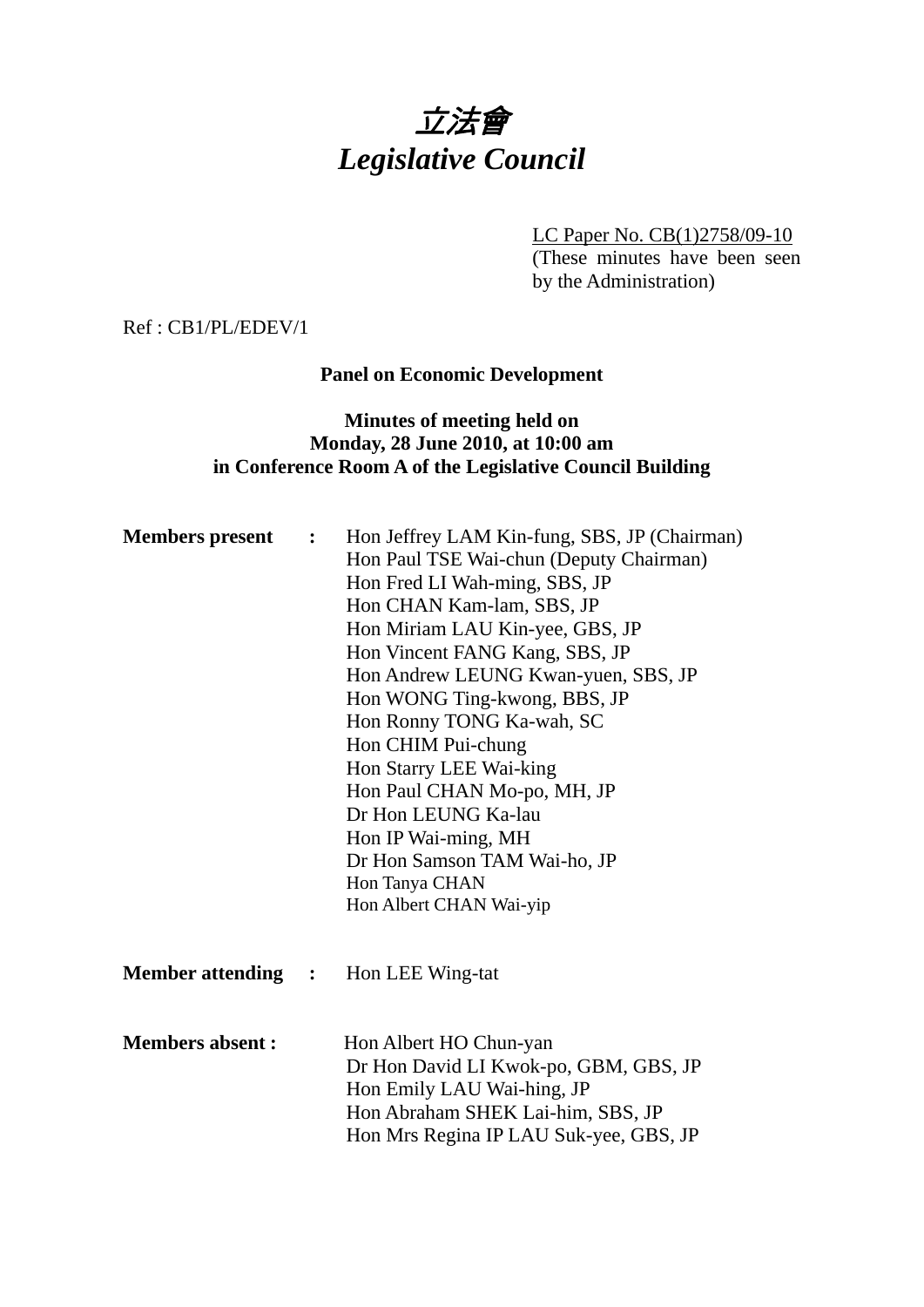# *立法會*
# *Legislative Council*

LC Paper No. CB(1)2758/09-10
(These minutes have been seen by the Administration)

Ref : CB1/PL/EDEV/1

**Panel on Economic Development**

**Minutes of meeting held on Monday, 28 June 2010, at 10:00 am in Conference Room A of the Legislative Council Building**

**Members present :**

Hon Jeffrey LAM Kin-fung, SBS, JP (Chairman)
Hon Paul TSE Wai-chun (Deputy Chairman)
Hon Fred LI Wah-ming, SBS, JP
Hon CHAN Kam-lam, SBS, JP
Hon Miriam LAU Kin-yee, GBS, JP
Hon Vincent FANG Kang, SBS, JP
Hon Andrew LEUNG Kwan-yuen, SBS, JP
Hon WONG Ting-kwong, BBS, JP
Hon Ronny TONG Ka-wah, SC
Hon CHIM Pui-chung
Hon Starry LEE Wai-king
Hon Paul CHAN Mo-po, MH, JP
Dr Hon LEUNG Ka-lau
Hon IP Wai-ming, MH
Dr Hon Samson TAM Wai-ho, JP
Hon Tanya CHAN
Hon Albert CHAN Wai-yip

**Member attending :**

Hon LEE Wing-tat

**Members absent :**

Hon Albert HO Chun-yan
Dr Hon David LI Kwok-po, GBM, GBS, JP
Hon Emily LAU Wai-hing, JP
Hon Abraham SHEK Lai-him, SBS, JP
Hon Mrs Regina IP LAU Suk-yee, GBS, JP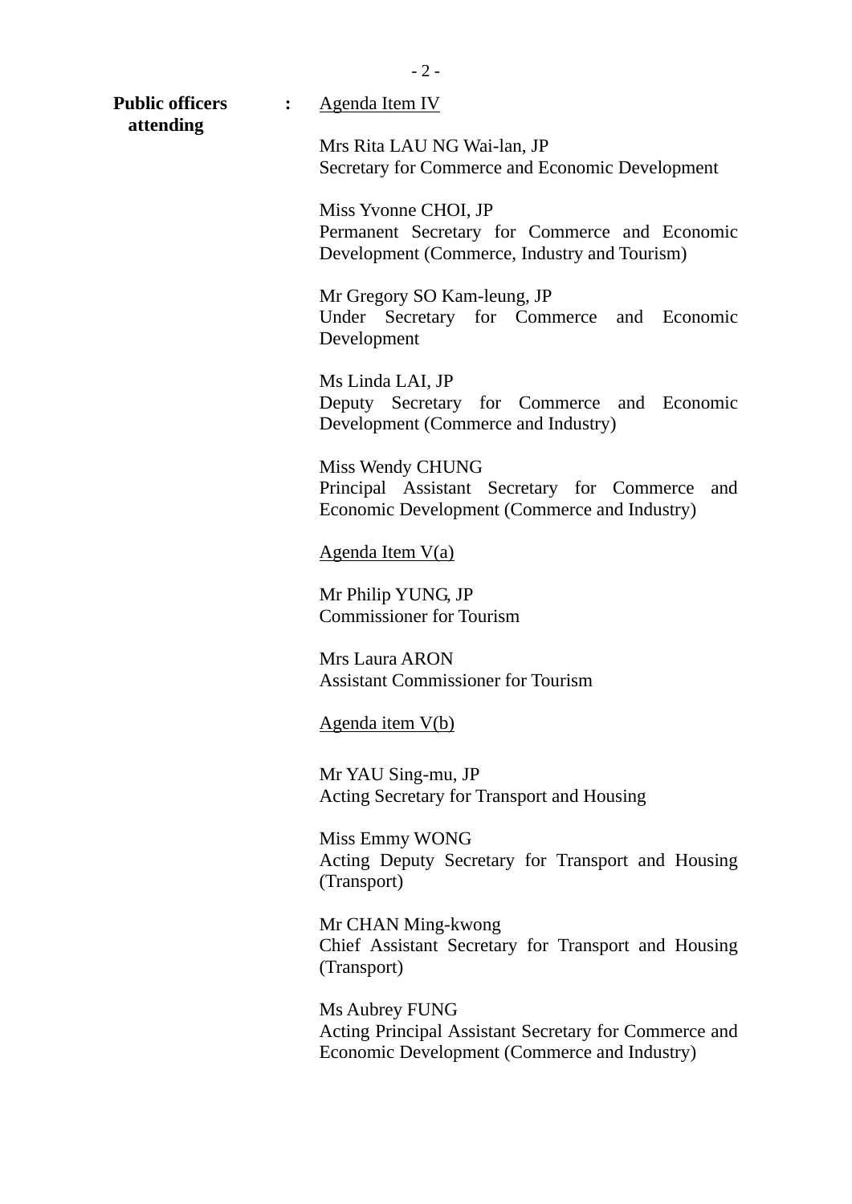**Public officers attending** : <u>Agenda Item IV</u>

Mrs Rita LAU NG Wai-lan, JP
Secretary for Commerce and Economic Development

Miss Yvonne CHOI, JP
Permanent Secretary for Commerce and Economic Development (Commerce, Industry and Tourism)

Mr Gregory SO Kam-leung, JP
Under Secretary for Commerce and Economic Development

Ms Linda LAI, JP
Deputy Secretary for Commerce and Economic Development (Commerce and Industry)

Miss Wendy CHUNG
Principal Assistant Secretary for Commerce and Economic Development (Commerce and Industry)

<u>Agenda Item V(a)</u>

Mr Philip YUNG, JP
Commissioner for Tourism

Mrs Laura ARON
Assistant Commissioner for Tourism

<u>Agenda item V(b)</u>

Mr YAU Sing-mu, JP
Acting Secretary for Transport and Housing

Miss Emmy WONG
Acting Deputy Secretary for Transport and Housing (Transport)

Mr CHAN Ming-kwong
Chief Assistant Secretary for Transport and Housing (Transport)

Ms Aubrey FUNG
Acting Principal Assistant Secretary for Commerce and Economic Development (Commerce and Industry)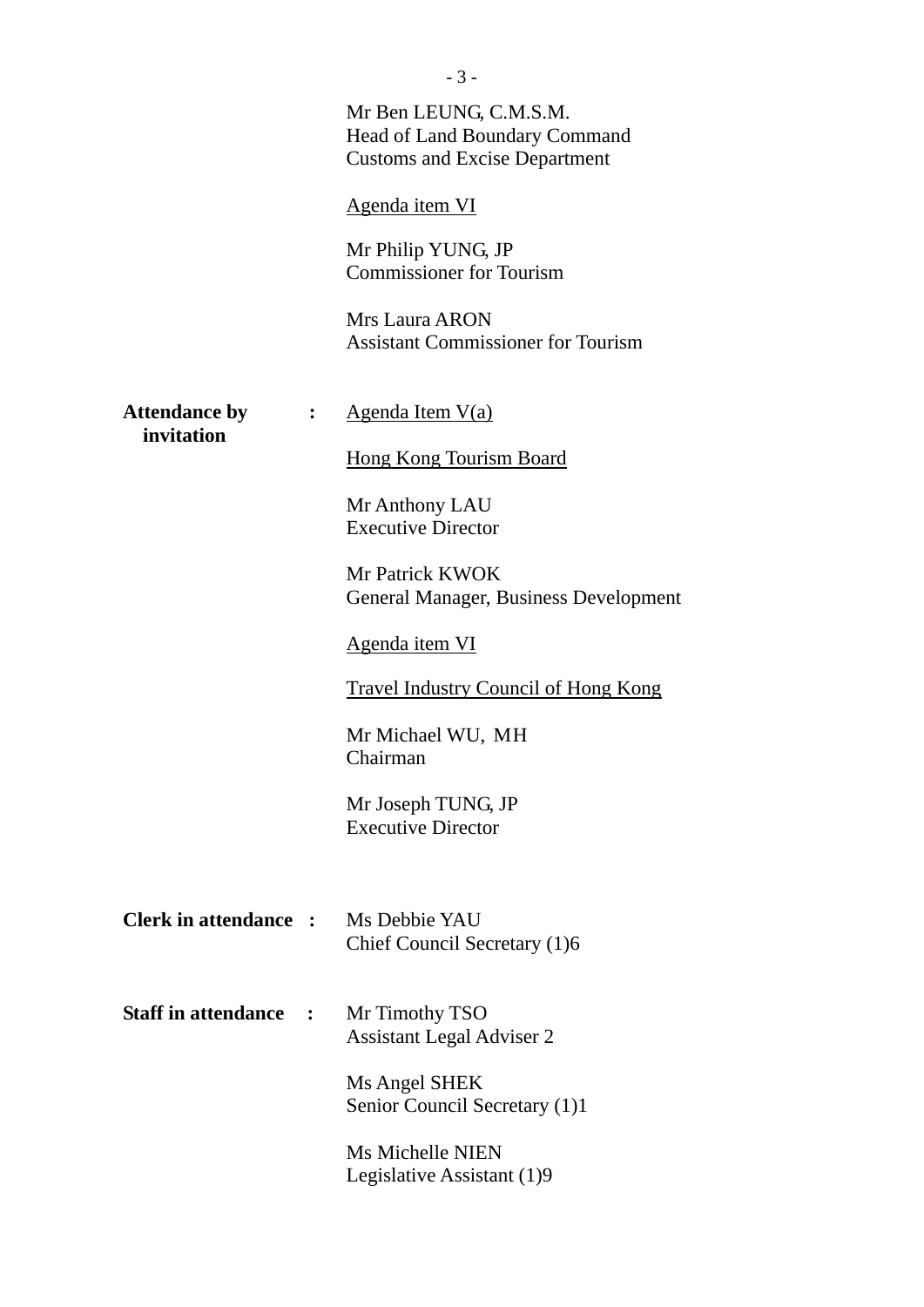Mr Ben LEUNG, C.M.S.M.
Head of Land Boundary Command
Customs and Excise Department

<u>Agenda item VI</u>

Mr Philip YUNG, JP
Commissioner for Tourism

Mrs Laura ARON
Assistant Commissioner for Tourism

**Attendance by invitation** : <u>Agenda Item V(a)</u>

<u>Hong Kong Tourism Board</u>

Mr Anthony LAU
Executive Director

Mr Patrick KWOK
General Manager, Business Development

<u>Agenda item VI</u>

<u>Travel Industry Council of Hong Kong</u>

Mr Michael WU, MH
Chairman

Mr Joseph TUNG, JP
Executive Director

**Clerk in attendance** : Ms Debbie YAU
Chief Council Secretary (1)6

**Staff in attendance** : Mr Timothy TSO
Assistant Legal Adviser 2

Ms Angel SHEK
Senior Council Secretary (1)1

Ms Michelle NIEN
Legislative Assistant (1)9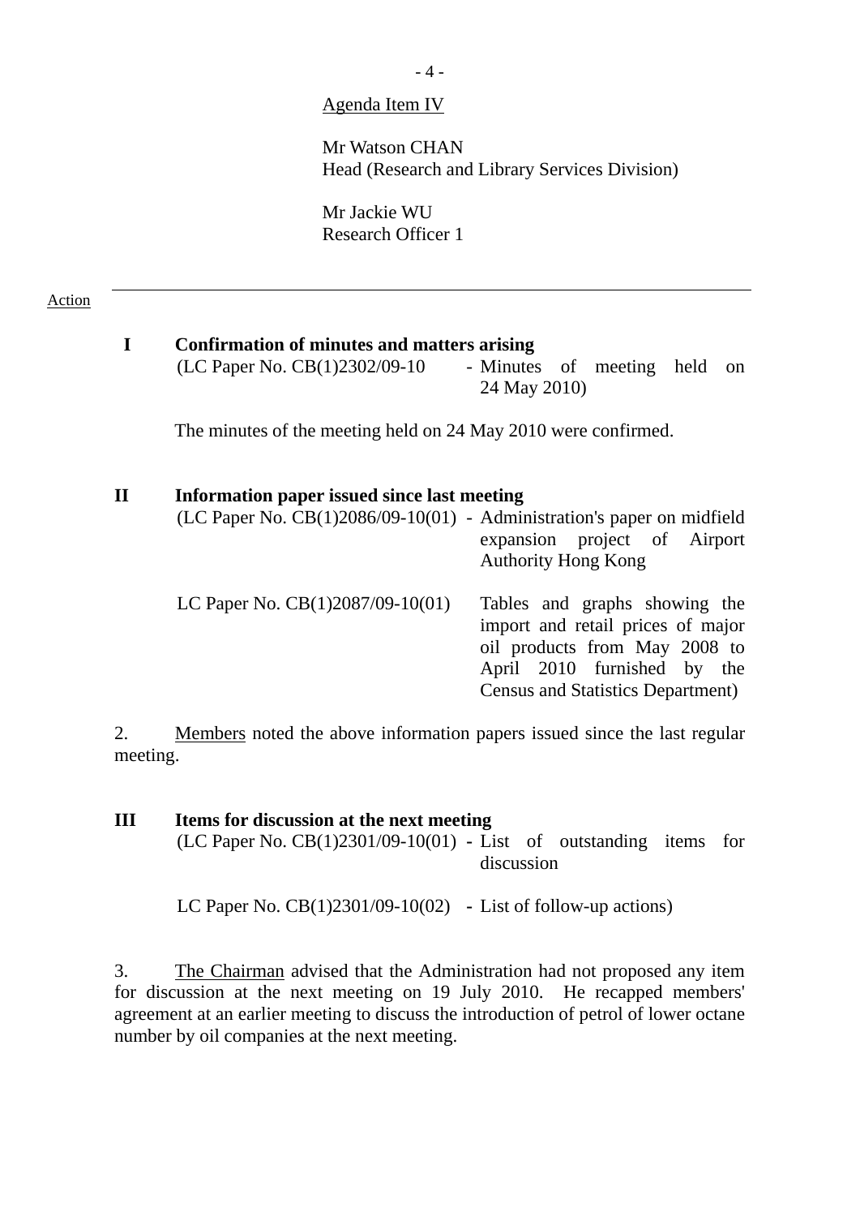Agenda Item IV

Mr Watson CHAN
Head (Research and Library Services Division)

Mr Jackie WU
Research Officer 1

---

Action

**I Confirmation of minutes and matters arising**

(LC Paper No. CB(1)2302/09-10 - Minutes of meeting held on 24 May 2010)

The minutes of the meeting held on 24 May 2010 were confirmed.

**II Information paper issued since last meeting**

(LC Paper No. CB(1)2086/09-10(01) - Administration's paper on midfield expansion project of Airport Authority Hong Kong

LC Paper No. CB(1)2087/09-10(01) Tables and graphs showing the import and retail prices of major oil products from May 2008 to April 2010 furnished by the Census and Statistics Department)

2. Members noted the above information papers issued since the last regular meeting.

**III Items for discussion at the next meeting**

(LC Paper No. CB(1)2301/09-10(01) - List of outstanding items for discussion

LC Paper No. CB(1)2301/09-10(02) - List of follow-up actions)

3. The Chairman advised that the Administration had not proposed any item for discussion at the next meeting on 19 July 2010. He recapped members' agreement at an earlier meeting to discuss the introduction of petrol of lower octane number by oil companies at the next meeting.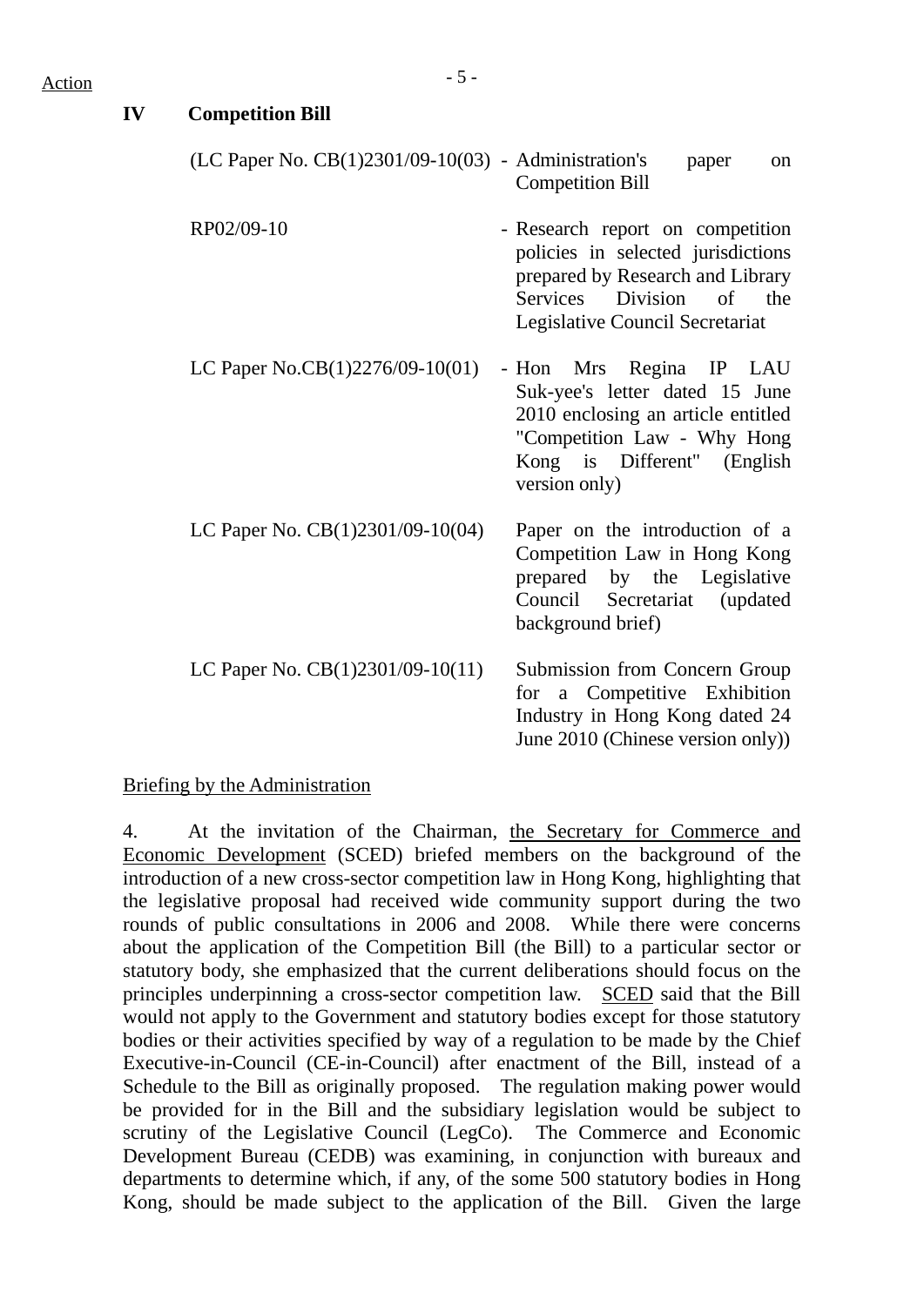Action

**IV Competition Bill**

| | | |
|---|---|---|
| (LC Paper No. CB(1)2301/09-10(03) | - | Administration's paper on Competition Bill |
| RP02/09-10 | - | Research report on competition policies in selected jurisdictions prepared by Research and Library Services Division of the Legislative Council Secretariat |
| LC Paper No.CB(1)2276/09-10(01) | - | Hon Mrs Regina IP LAU Suk-yee's letter dated 15 June 2010 enclosing an article entitled "Competition Law - Why Hong Kong is Different" (English version only) |
| LC Paper No. CB(1)2301/09-10(04) | | Paper on the introduction of a Competition Law in Hong Kong prepared by the Legislative Council Secretariat (updated background brief) |
| LC Paper No. CB(1)2301/09-10(11) | | Submission from Concern Group for a Competitive Exhibition Industry in Hong Kong dated 24 June 2010 (Chinese version only)) |

Briefing by the Administration

4. At the invitation of the Chairman, the Secretary for Commerce and Economic Development (SCED) briefed members on the background of the introduction of a new cross-sector competition law in Hong Kong, highlighting that the legislative proposal had received wide community support during the two rounds of public consultations in 2006 and 2008. While there were concerns about the application of the Competition Bill (the Bill) to a particular sector or statutory body, she emphasized that the current deliberations should focus on the principles underpinning a cross-sector competition law. SCED said that the Bill would not apply to the Government and statutory bodies except for those statutory bodies or their activities specified by way of a regulation to be made by the Chief Executive-in-Council (CE-in-Council) after enactment of the Bill, instead of a Schedule to the Bill as originally proposed. The regulation making power would be provided for in the Bill and the subsidiary legislation would be subject to scrutiny of the Legislative Council (LegCo). The Commerce and Economic Development Bureau (CEDB) was examining, in conjunction with bureaux and departments to determine which, if any, of the some 500 statutory bodies in Hong Kong, should be made subject to the application of the Bill. Given the large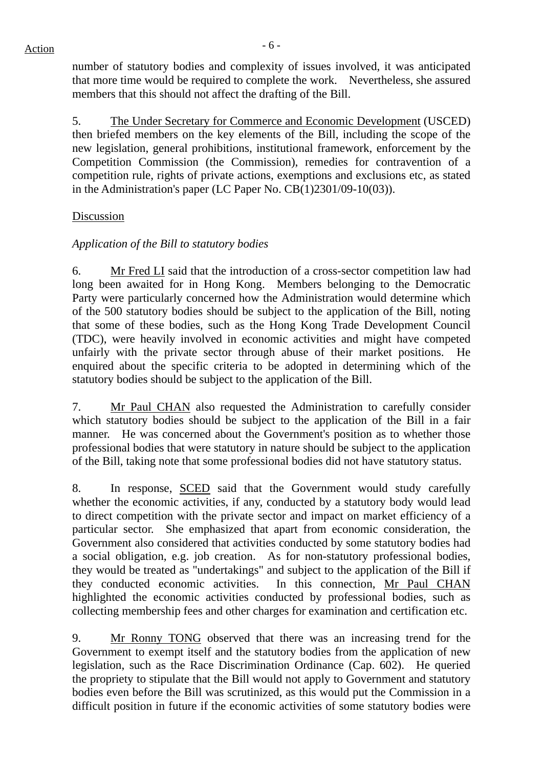number of statutory bodies and complexity of issues involved, it was anticipated that more time would be required to complete the work. Nevertheless, she assured members that this should not affect the drafting of the Bill.

5. The Under Secretary for Commerce and Economic Development (USCED) then briefed members on the key elements of the Bill, including the scope of the new legislation, general prohibitions, institutional framework, enforcement by the Competition Commission (the Commission), remedies for contravention of a competition rule, rights of private actions, exemptions and exclusions etc, as stated in the Administration's paper (LC Paper No. CB(1)2301/09-10(03)).

Discussion

*Application of the Bill to statutory bodies*

6. Mr Fred LI said that the introduction of a cross-sector competition law had long been awaited for in Hong Kong. Members belonging to the Democratic Party were particularly concerned how the Administration would determine which of the 500 statutory bodies should be subject to the application of the Bill, noting that some of these bodies, such as the Hong Kong Trade Development Council (TDC), were heavily involved in economic activities and might have competed unfairly with the private sector through abuse of their market positions. He enquired about the specific criteria to be adopted in determining which of the statutory bodies should be subject to the application of the Bill.

7. Mr Paul CHAN also requested the Administration to carefully consider which statutory bodies should be subject to the application of the Bill in a fair manner. He was concerned about the Government's position as to whether those professional bodies that were statutory in nature should be subject to the application of the Bill, taking note that some professional bodies did not have statutory status.

8. In response, SCED said that the Government would study carefully whether the economic activities, if any, conducted by a statutory body would lead to direct competition with the private sector and impact on market efficiency of a particular sector. She emphasized that apart from economic consideration, the Government also considered that activities conducted by some statutory bodies had a social obligation, e.g. job creation. As for non-statutory professional bodies, they would be treated as "undertakings" and subject to the application of the Bill if they conducted economic activities. In this connection, Mr Paul CHAN highlighted the economic activities conducted by professional bodies, such as collecting membership fees and other charges for examination and certification etc.

9. Mr Ronny TONG observed that there was an increasing trend for the Government to exempt itself and the statutory bodies from the application of new legislation, such as the Race Discrimination Ordinance (Cap. 602). He queried the propriety to stipulate that the Bill would not apply to Government and statutory bodies even before the Bill was scrutinized, as this would put the Commission in a difficult position in future if the economic activities of some statutory bodies were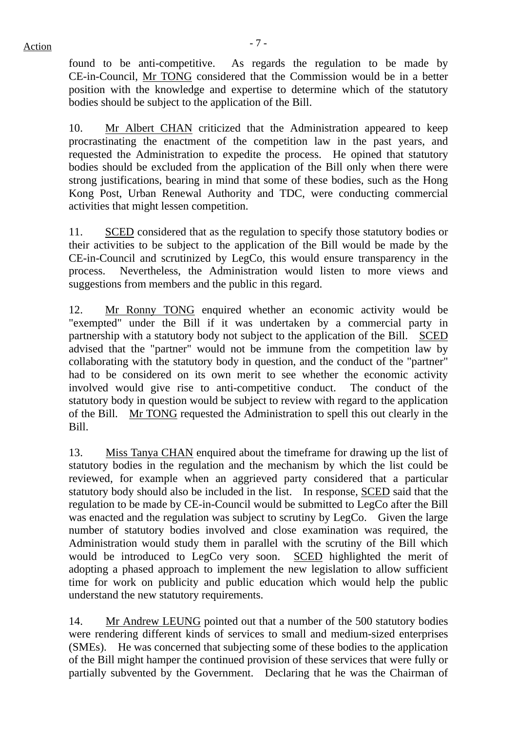found to be anti-competitive. As regards the regulation to be made by CE-in-Council, Mr TONG considered that the Commission would be in a better position with the knowledge and expertise to determine which of the statutory bodies should be subject to the application of the Bill.

10. Mr Albert CHAN criticized that the Administration appeared to keep procrastinating the enactment of the competition law in the past years, and requested the Administration to expedite the process. He opined that statutory bodies should be excluded from the application of the Bill only when there were strong justifications, bearing in mind that some of these bodies, such as the Hong Kong Post, Urban Renewal Authority and TDC, were conducting commercial activities that might lessen competition.

11. SCED considered that as the regulation to specify those statutory bodies or their activities to be subject to the application of the Bill would be made by the CE-in-Council and scrutinized by LegCo, this would ensure transparency in the process. Nevertheless, the Administration would listen to more views and suggestions from members and the public in this regard.

12. Mr Ronny TONG enquired whether an economic activity would be "exempted" under the Bill if it was undertaken by a commercial party in partnership with a statutory body not subject to the application of the Bill. SCED advised that the "partner" would not be immune from the competition law by collaborating with the statutory body in question, and the conduct of the "partner" had to be considered on its own merit to see whether the economic activity involved would give rise to anti-competitive conduct. The conduct of the statutory body in question would be subject to review with regard to the application of the Bill. Mr TONG requested the Administration to spell this out clearly in the Bill.

13. Miss Tanya CHAN enquired about the timeframe for drawing up the list of statutory bodies in the regulation and the mechanism by which the list could be reviewed, for example when an aggrieved party considered that a particular statutory body should also be included in the list. In response, SCED said that the regulation to be made by CE-in-Council would be submitted to LegCo after the Bill was enacted and the regulation was subject to scrutiny by LegCo. Given the large number of statutory bodies involved and close examination was required, the Administration would study them in parallel with the scrutiny of the Bill which would be introduced to LegCo very soon. SCED highlighted the merit of adopting a phased approach to implement the new legislation to allow sufficient time for work on publicity and public education which would help the public understand the new statutory requirements.

14. Mr Andrew LEUNG pointed out that a number of the 500 statutory bodies were rendering different kinds of services to small and medium-sized enterprises (SMEs). He was concerned that subjecting some of these bodies to the application of the Bill might hamper the continued provision of these services that were fully or partially subvented by the Government. Declaring that he was the Chairman of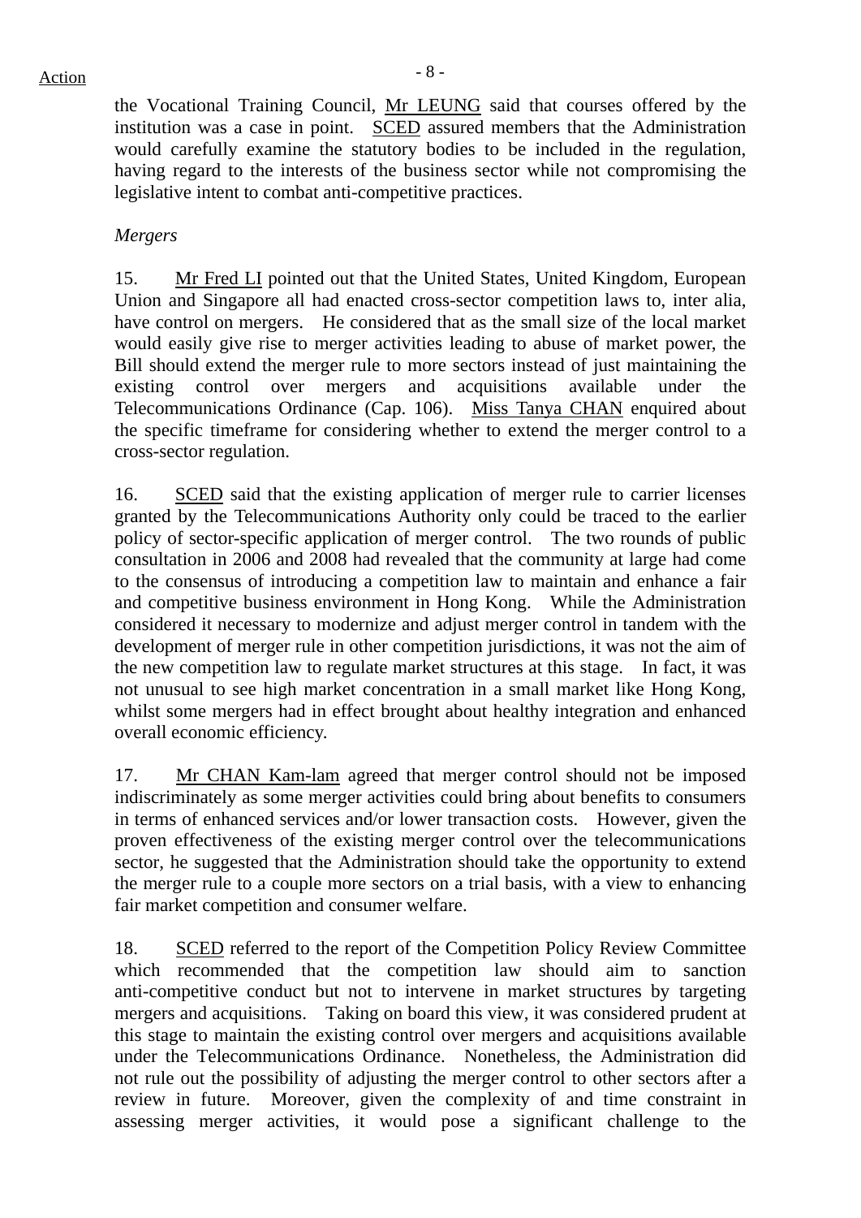the Vocational Training Council, Mr LEUNG said that courses offered by the institution was a case in point. SCED assured members that the Administration would carefully examine the statutory bodies to be included in the regulation, having regard to the interests of the business sector while not compromising the legislative intent to combat anti-competitive practices.

*Mergers*

15. Mr Fred LI pointed out that the United States, United Kingdom, European Union and Singapore all had enacted cross-sector competition laws to, inter alia, have control on mergers. He considered that as the small size of the local market would easily give rise to merger activities leading to abuse of market power, the Bill should extend the merger rule to more sectors instead of just maintaining the existing control over mergers and acquisitions available under the Telecommunications Ordinance (Cap. 106). Miss Tanya CHAN enquired about the specific timeframe for considering whether to extend the merger control to a cross-sector regulation.

16. SCED said that the existing application of merger rule to carrier licenses granted by the Telecommunications Authority only could be traced to the earlier policy of sector-specific application of merger control. The two rounds of public consultation in 2006 and 2008 had revealed that the community at large had come to the consensus of introducing a competition law to maintain and enhance a fair and competitive business environment in Hong Kong. While the Administration considered it necessary to modernize and adjust merger control in tandem with the development of merger rule in other competition jurisdictions, it was not the aim of the new competition law to regulate market structures at this stage. In fact, it was not unusual to see high market concentration in a small market like Hong Kong, whilst some mergers had in effect brought about healthy integration and enhanced overall economic efficiency.

17. Mr CHAN Kam-lam agreed that merger control should not be imposed indiscriminately as some merger activities could bring about benefits to consumers in terms of enhanced services and/or lower transaction costs. However, given the proven effectiveness of the existing merger control over the telecommunications sector, he suggested that the Administration should take the opportunity to extend the merger rule to a couple more sectors on a trial basis, with a view to enhancing fair market competition and consumer welfare.

18. SCED referred to the report of the Competition Policy Review Committee which recommended that the competition law should aim to sanction anti-competitive conduct but not to intervene in market structures by targeting mergers and acquisitions. Taking on board this view, it was considered prudent at this stage to maintain the existing control over mergers and acquisitions available under the Telecommunications Ordinance. Nonetheless, the Administration did not rule out the possibility of adjusting the merger control to other sectors after a review in future. Moreover, given the complexity of and time constraint in assessing merger activities, it would pose a significant challenge to the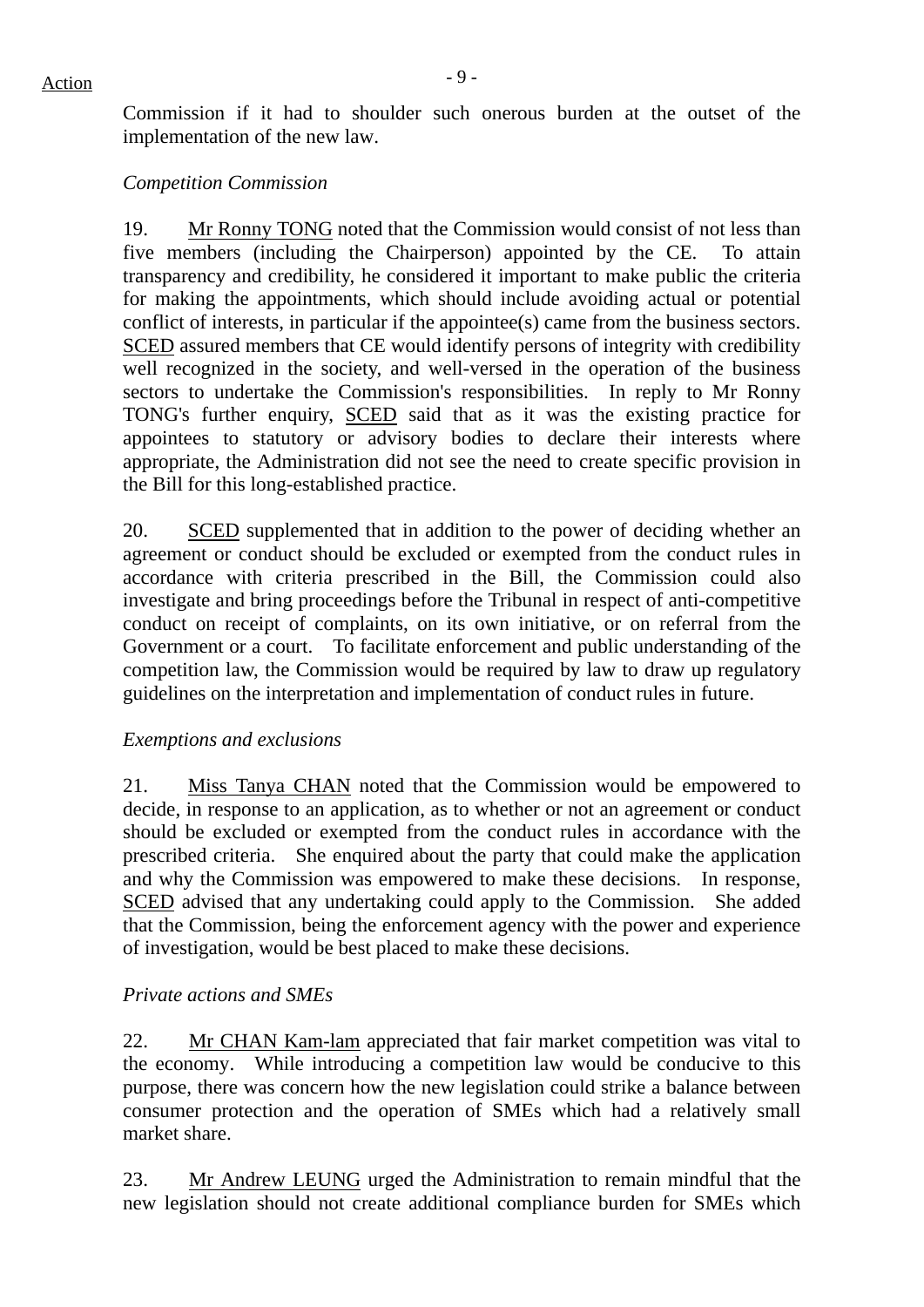Commission if it had to shoulder such onerous burden at the outset of the implementation of the new law.

*Competition Commission*

19. Mr Ronny TONG noted that the Commission would consist of not less than five members (including the Chairperson) appointed by the CE. To attain transparency and credibility, he considered it important to make public the criteria for making the appointments, which should include avoiding actual or potential conflict of interests, in particular if the appointee(s) came from the business sectors. SCED assured members that CE would identify persons of integrity with credibility well recognized in the society, and well-versed in the operation of the business sectors to undertake the Commission's responsibilities. In reply to Mr Ronny TONG's further enquiry, SCED said that as it was the existing practice for appointees to statutory or advisory bodies to declare their interests where appropriate, the Administration did not see the need to create specific provision in the Bill for this long-established practice.

20. SCED supplemented that in addition to the power of deciding whether an agreement or conduct should be excluded or exempted from the conduct rules in accordance with criteria prescribed in the Bill, the Commission could also investigate and bring proceedings before the Tribunal in respect of anti-competitive conduct on receipt of complaints, on its own initiative, or on referral from the Government or a court. To facilitate enforcement and public understanding of the competition law, the Commission would be required by law to draw up regulatory guidelines on the interpretation and implementation of conduct rules in future.

*Exemptions and exclusions*

21. Miss Tanya CHAN noted that the Commission would be empowered to decide, in response to an application, as to whether or not an agreement or conduct should be excluded or exempted from the conduct rules in accordance with the prescribed criteria. She enquired about the party that could make the application and why the Commission was empowered to make these decisions. In response, SCED advised that any undertaking could apply to the Commission. She added that the Commission, being the enforcement agency with the power and experience of investigation, would be best placed to make these decisions.

*Private actions and SMEs*

22. Mr CHAN Kam-lam appreciated that fair market competition was vital to the economy. While introducing a competition law would be conducive to this purpose, there was concern how the new legislation could strike a balance between consumer protection and the operation of SMEs which had a relatively small market share.

23. Mr Andrew LEUNG urged the Administration to remain mindful that the new legislation should not create additional compliance burden for SMEs which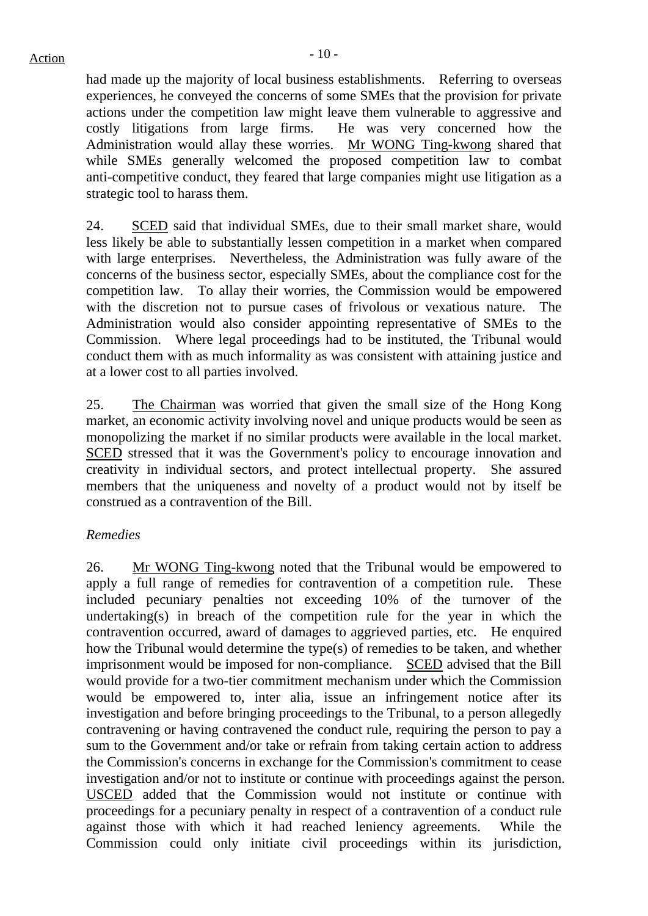had made up the majority of local business establishments. Referring to overseas experiences, he conveyed the concerns of some SMEs that the provision for private actions under the competition law might leave them vulnerable to aggressive and costly litigations from large firms. He was very concerned how the Administration would allay these worries. Mr WONG Ting-kwong shared that while SMEs generally welcomed the proposed competition law to combat anti-competitive conduct, they feared that large companies might use litigation as a strategic tool to harass them.

24. SCED said that individual SMEs, due to their small market share, would less likely be able to substantially lessen competition in a market when compared with large enterprises. Nevertheless, the Administration was fully aware of the concerns of the business sector, especially SMEs, about the compliance cost for the competition law. To allay their worries, the Commission would be empowered with the discretion not to pursue cases of frivolous or vexatious nature. The Administration would also consider appointing representative of SMEs to the Commission. Where legal proceedings had to be instituted, the Tribunal would conduct them with as much informality as was consistent with attaining justice and at a lower cost to all parties involved.

25. The Chairman was worried that given the small size of the Hong Kong market, an economic activity involving novel and unique products would be seen as monopolizing the market if no similar products were available in the local market. SCED stressed that it was the Government's policy to encourage innovation and creativity in individual sectors, and protect intellectual property. She assured members that the uniqueness and novelty of a product would not by itself be construed as a contravention of the Bill.

*Remedies*

26. Mr WONG Ting-kwong noted that the Tribunal would be empowered to apply a full range of remedies for contravention of a competition rule. These included pecuniary penalties not exceeding 10% of the turnover of the undertaking(s) in breach of the competition rule for the year in which the contravention occurred, award of damages to aggrieved parties, etc. He enquired how the Tribunal would determine the type(s) of remedies to be taken, and whether imprisonment would be imposed for non-compliance. SCED advised that the Bill would provide for a two-tier commitment mechanism under which the Commission would be empowered to, inter alia, issue an infringement notice after its investigation and before bringing proceedings to the Tribunal, to a person allegedly contravening or having contravened the conduct rule, requiring the person to pay a sum to the Government and/or take or refrain from taking certain action to address the Commission's concerns in exchange for the Commission's commitment to cease investigation and/or not to institute or continue with proceedings against the person. USCED added that the Commission would not institute or continue with proceedings for a pecuniary penalty in respect of a contravention of a conduct rule against those with which it had reached leniency agreements. While the Commission could only initiate civil proceedings within its jurisdiction,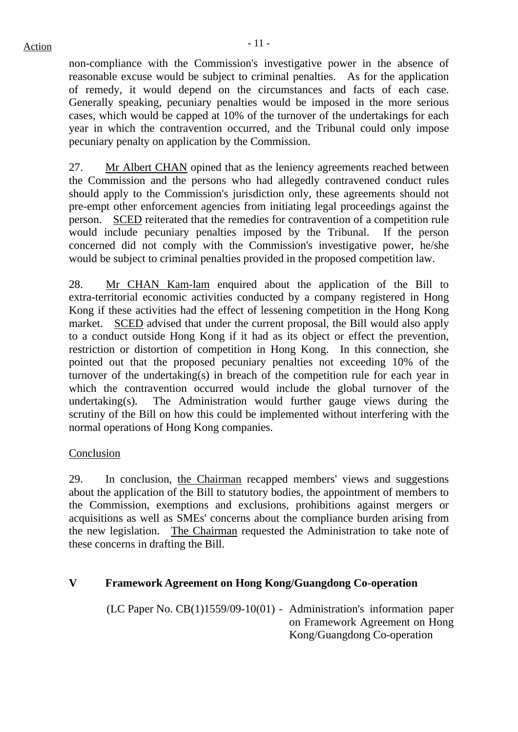non-compliance with the Commission's investigative power in the absence of reasonable excuse would be subject to criminal penalties. As for the application of remedy, it would depend on the circumstances and facts of each case. Generally speaking, pecuniary penalties would be imposed in the more serious cases, which would be capped at 10% of the turnover of the undertakings for each year in which the contravention occurred, and the Tribunal could only impose pecuniary penalty on application by the Commission.

27. Mr Albert CHAN opined that as the leniency agreements reached between the Commission and the persons who had allegedly contravened conduct rules should apply to the Commission's jurisdiction only, these agreements should not pre-empt other enforcement agencies from initiating legal proceedings against the person. SCED reiterated that the remedies for contravention of a competition rule would include pecuniary penalties imposed by the Tribunal. If the person concerned did not comply with the Commission's investigative power, he/she would be subject to criminal penalties provided in the proposed competition law.

28. Mr CHAN Kam-lam enquired about the application of the Bill to extra-territorial economic activities conducted by a company registered in Hong Kong if these activities had the effect of lessening competition in the Hong Kong market. SCED advised that under the current proposal, the Bill would also apply to a conduct outside Hong Kong if it had as its object or effect the prevention, restriction or distortion of competition in Hong Kong. In this connection, she pointed out that the proposed pecuniary penalties not exceeding 10% of the turnover of the undertaking(s) in breach of the competition rule for each year in which the contravention occurred would include the global turnover of the undertaking(s). The Administration would further gauge views during the scrutiny of the Bill on how this could be implemented without interfering with the normal operations of Hong Kong companies.

Conclusion

29. In conclusion, the Chairman recapped members' views and suggestions about the application of the Bill to statutory bodies, the appointment of members to the Commission, exemptions and exclusions, prohibitions against mergers or acquisitions as well as SMEs' concerns about the compliance burden arising from the new legislation. The Chairman requested the Administration to take note of these concerns in drafting the Bill.

## V Framework Agreement on Hong Kong/Guangdong Co-operation

(LC Paper No. CB(1)1559/09-10(01) - Administration's information paper on Framework Agreement on Hong Kong/Guangdong Co-operation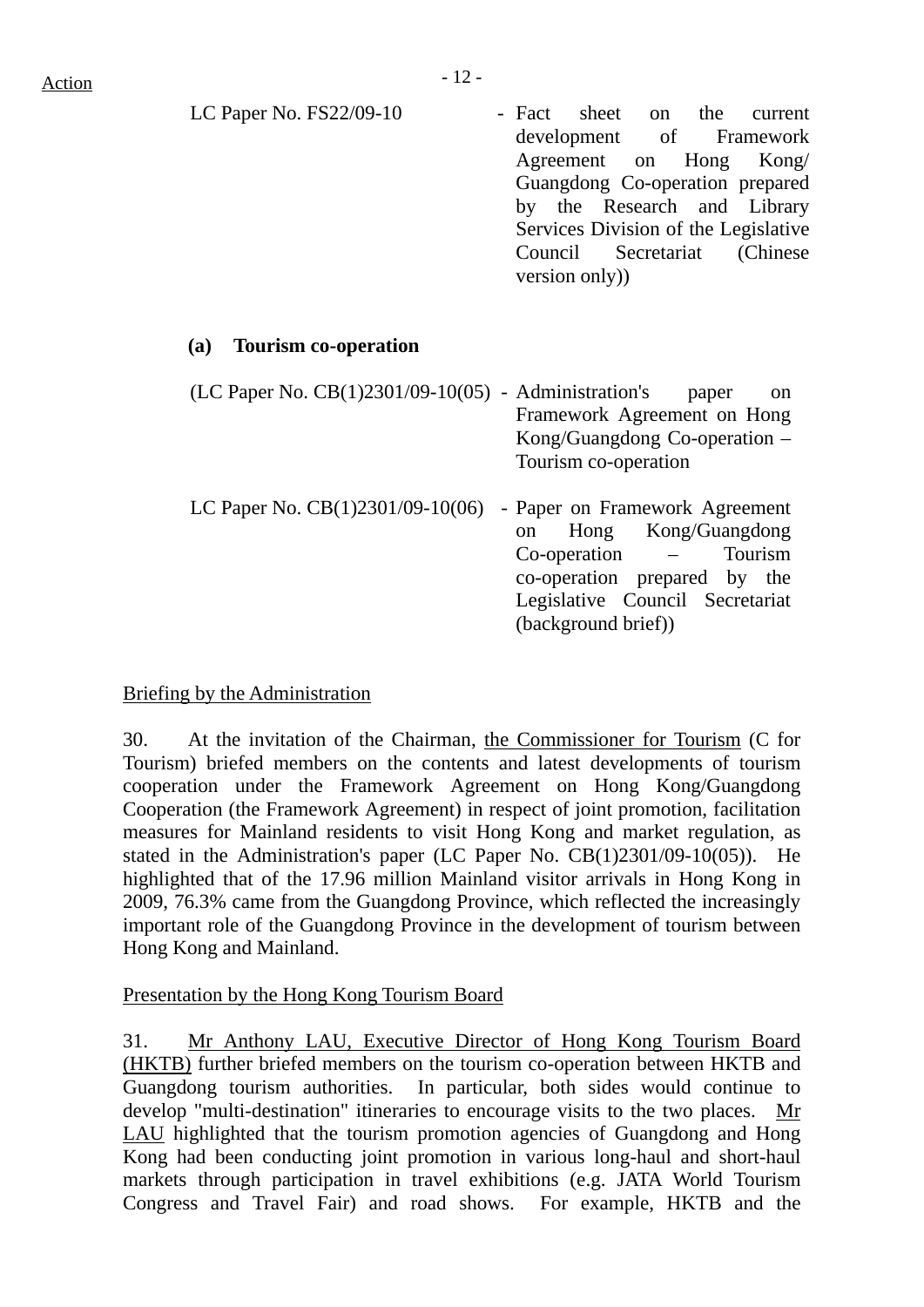Action

LC Paper No. FS22/09-10 - Fact sheet on the current development of Framework Agreement on Hong Kong/ Guangdong Co-operation prepared by the Research and Library Services Division of the Legislative Council Secretariat (Chinese version only))

**(a) Tourism co-operation**

(LC Paper No. CB(1)2301/09-10(05) - Administration's paper on Framework Agreement on Hong Kong/Guangdong Co-operation – Tourism co-operation

LC Paper No. CB(1)2301/09-10(06) - Paper on Framework Agreement on Hong Kong/Guangdong Co-operation – Tourism co-operation prepared by the Legislative Council Secretariat (background brief))

Briefing by the Administration

30. At the invitation of the Chairman, the Commissioner for Tourism (C for Tourism) briefed members on the contents and latest developments of tourism cooperation under the Framework Agreement on Hong Kong/Guangdong Cooperation (the Framework Agreement) in respect of joint promotion, facilitation measures for Mainland residents to visit Hong Kong and market regulation, as stated in the Administration's paper (LC Paper No. CB(1)2301/09-10(05)). He highlighted that of the 17.96 million Mainland visitor arrivals in Hong Kong in 2009, 76.3% came from the Guangdong Province, which reflected the increasingly important role of the Guangdong Province in the development of tourism between Hong Kong and Mainland.

Presentation by the Hong Kong Tourism Board

31. Mr Anthony LAU, Executive Director of Hong Kong Tourism Board (HKTB) further briefed members on the tourism co-operation between HKTB and Guangdong tourism authorities. In particular, both sides would continue to develop "multi-destination" itineraries to encourage visits to the two places. Mr LAU highlighted that the tourism promotion agencies of Guangdong and Hong Kong had been conducting joint promotion in various long-haul and short-haul markets through participation in travel exhibitions (e.g. JATA World Tourism Congress and Travel Fair) and road shows. For example, HKTB and the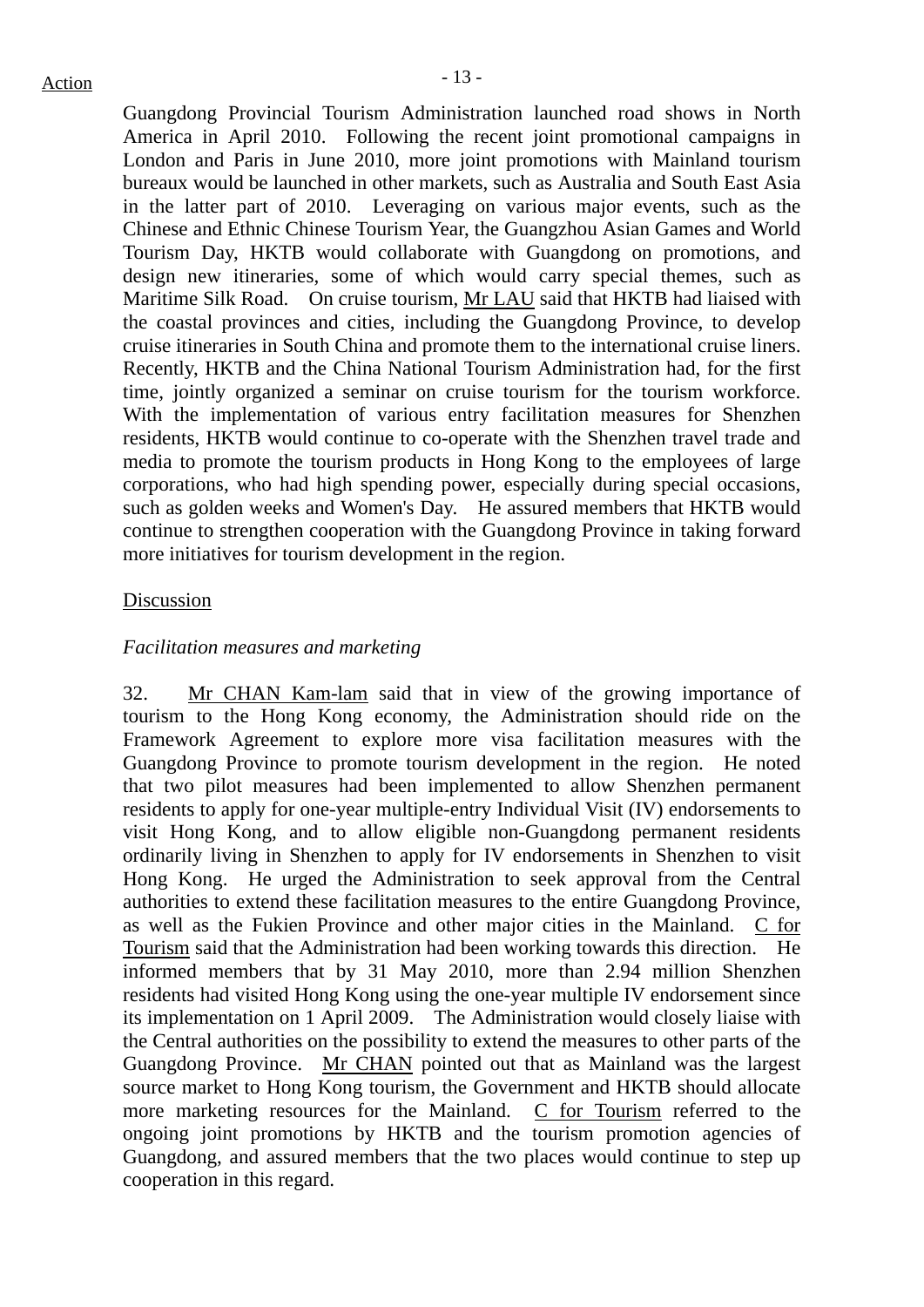Guangdong Provincial Tourism Administration launched road shows in North America in April 2010. Following the recent joint promotional campaigns in London and Paris in June 2010, more joint promotions with Mainland tourism bureaux would be launched in other markets, such as Australia and South East Asia in the latter part of 2010. Leveraging on various major events, such as the Chinese and Ethnic Chinese Tourism Year, the Guangzhou Asian Games and World Tourism Day, HKTB would collaborate with Guangdong on promotions, and design new itineraries, some of which would carry special themes, such as Maritime Silk Road. On cruise tourism, Mr LAU said that HKTB had liaised with the coastal provinces and cities, including the Guangdong Province, to develop cruise itineraries in South China and promote them to the international cruise liners. Recently, HKTB and the China National Tourism Administration had, for the first time, jointly organized a seminar on cruise tourism for the tourism workforce. With the implementation of various entry facilitation measures for Shenzhen residents, HKTB would continue to co-operate with the Shenzhen travel trade and media to promote the tourism products in Hong Kong to the employees of large corporations, who had high spending power, especially during special occasions, such as golden weeks and Women's Day. He assured members that HKTB would continue to strengthen cooperation with the Guangdong Province in taking forward more initiatives for tourism development in the region.

Discussion

*Facilitation measures and marketing*

32. Mr CHAN Kam-lam said that in view of the growing importance of tourism to the Hong Kong economy, the Administration should ride on the Framework Agreement to explore more visa facilitation measures with the Guangdong Province to promote tourism development in the region. He noted that two pilot measures had been implemented to allow Shenzhen permanent residents to apply for one-year multiple-entry Individual Visit (IV) endorsements to visit Hong Kong, and to allow eligible non-Guangdong permanent residents ordinarily living in Shenzhen to apply for IV endorsements in Shenzhen to visit Hong Kong. He urged the Administration to seek approval from the Central authorities to extend these facilitation measures to the entire Guangdong Province, as well as the Fukien Province and other major cities in the Mainland. C for Tourism said that the Administration had been working towards this direction. He informed members that by 31 May 2010, more than 2.94 million Shenzhen residents had visited Hong Kong using the one-year multiple IV endorsement since its implementation on 1 April 2009. The Administration would closely liaise with the Central authorities on the possibility to extend the measures to other parts of the Guangdong Province. Mr CHAN pointed out that as Mainland was the largest source market to Hong Kong tourism, the Government and HKTB should allocate more marketing resources for the Mainland. C for Tourism referred to the ongoing joint promotions by HKTB and the tourism promotion agencies of Guangdong, and assured members that the two places would continue to step up cooperation in this regard.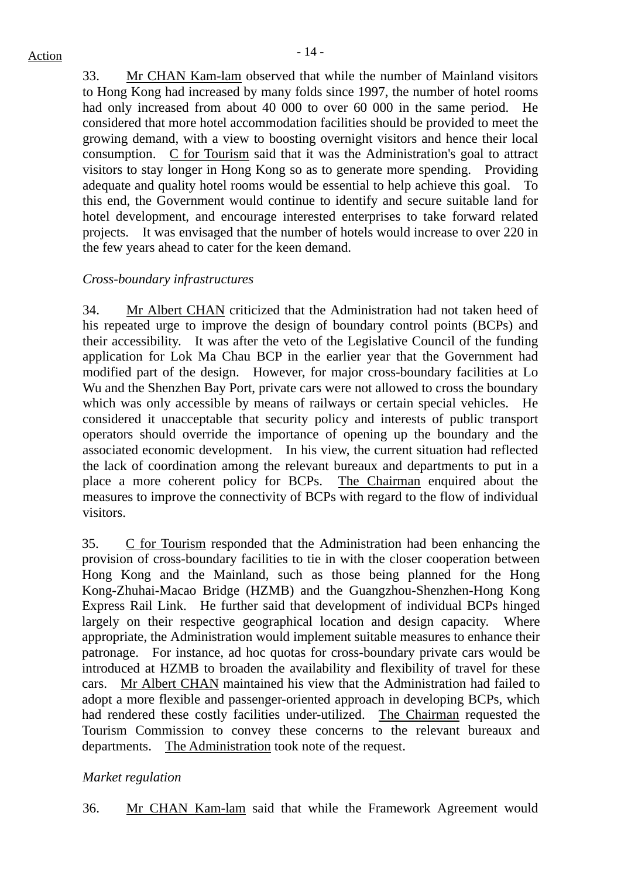33. Mr CHAN Kam-lam observed that while the number of Mainland visitors to Hong Kong had increased by many folds since 1997, the number of hotel rooms had only increased from about 40 000 to over 60 000 in the same period. He considered that more hotel accommodation facilities should be provided to meet the growing demand, with a view to boosting overnight visitors and hence their local consumption. C for Tourism said that it was the Administration's goal to attract visitors to stay longer in Hong Kong so as to generate more spending. Providing adequate and quality hotel rooms would be essential to help achieve this goal. To this end, the Government would continue to identify and secure suitable land for hotel development, and encourage interested enterprises to take forward related projects. It was envisaged that the number of hotels would increase to over 220 in the few years ahead to cater for the keen demand.

*Cross-boundary infrastructures*

34. Mr Albert CHAN criticized that the Administration had not taken heed of his repeated urge to improve the design of boundary control points (BCPs) and their accessibility. It was after the veto of the Legislative Council of the funding application for Lok Ma Chau BCP in the earlier year that the Government had modified part of the design. However, for major cross-boundary facilities at Lo Wu and the Shenzhen Bay Port, private cars were not allowed to cross the boundary which was only accessible by means of railways or certain special vehicles. He considered it unacceptable that security policy and interests of public transport operators should override the importance of opening up the boundary and the associated economic development. In his view, the current situation had reflected the lack of coordination among the relevant bureaux and departments to put in a place a more coherent policy for BCPs. The Chairman enquired about the measures to improve the connectivity of BCPs with regard to the flow of individual visitors.

35. C for Tourism responded that the Administration had been enhancing the provision of cross-boundary facilities to tie in with the closer cooperation between Hong Kong and the Mainland, such as those being planned for the Hong Kong-Zhuhai-Macao Bridge (HZMB) and the Guangzhou-Shenzhen-Hong Kong Express Rail Link. He further said that development of individual BCPs hinged largely on their respective geographical location and design capacity. Where appropriate, the Administration would implement suitable measures to enhance their patronage. For instance, ad hoc quotas for cross-boundary private cars would be introduced at HZMB to broaden the availability and flexibility of travel for these cars. Mr Albert CHAN maintained his view that the Administration had failed to adopt a more flexible and passenger-oriented approach in developing BCPs, which had rendered these costly facilities under-utilized. The Chairman requested the Tourism Commission to convey these concerns to the relevant bureaux and departments. The Administration took note of the request.

*Market regulation*

36. Mr CHAN Kam-lam said that while the Framework Agreement would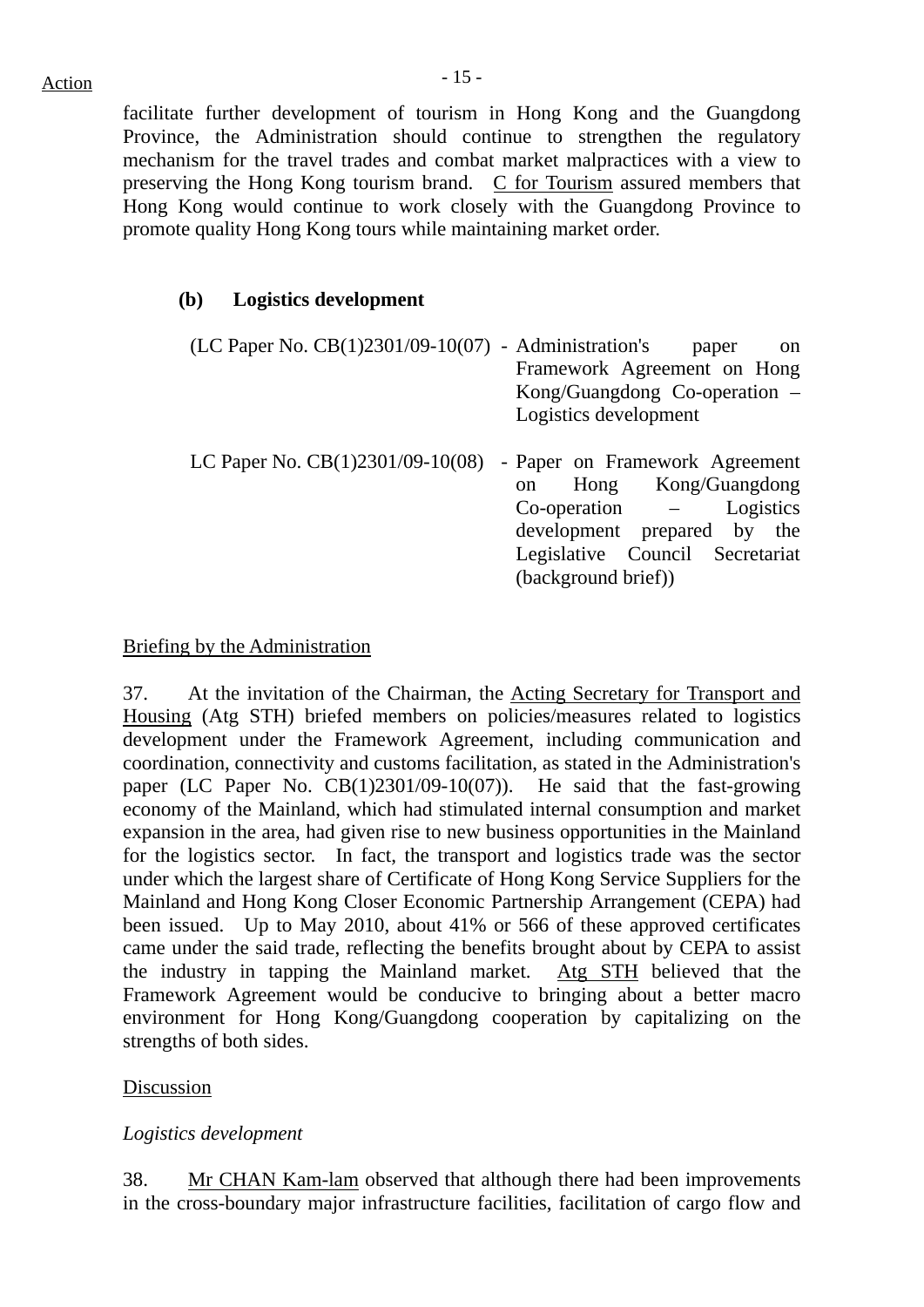facilitate further development of tourism in Hong Kong and the Guangdong Province, the Administration should continue to strengthen the regulatory mechanism for the travel trades and combat market malpractices with a view to preserving the Hong Kong tourism brand. C for Tourism assured members that Hong Kong would continue to work closely with the Guangdong Province to promote quality Hong Kong tours while maintaining market order.

**(b) Logistics development**

(LC Paper No. CB(1)2301/09-10(07) - Administration's paper on Framework Agreement on Hong Kong/Guangdong Co-operation – Logistics development

LC Paper No. CB(1)2301/09-10(08) - Paper on Framework Agreement on Hong Kong/Guangdong Co-operation – Logistics development prepared by the Legislative Council Secretariat (background brief))

Briefing by the Administration

37. At the invitation of the Chairman, the Acting Secretary for Transport and Housing (Atg STH) briefed members on policies/measures related to logistics development under the Framework Agreement, including communication and coordination, connectivity and customs facilitation, as stated in the Administration's paper (LC Paper No. CB(1)2301/09-10(07)). He said that the fast-growing economy of the Mainland, which had stimulated internal consumption and market expansion in the area, had given rise to new business opportunities in the Mainland for the logistics sector. In fact, the transport and logistics trade was the sector under which the largest share of Certificate of Hong Kong Service Suppliers for the Mainland and Hong Kong Closer Economic Partnership Arrangement (CEPA) had been issued. Up to May 2010, about 41% or 566 of these approved certificates came under the said trade, reflecting the benefits brought about by CEPA to assist the industry in tapping the Mainland market. Atg STH believed that the Framework Agreement would be conducive to bringing about a better macro environment for Hong Kong/Guangdong cooperation by capitalizing on the strengths of both sides.

Discussion

*Logistics development*

38. Mr CHAN Kam-lam observed that although there had been improvements in the cross-boundary major infrastructure facilities, facilitation of cargo flow and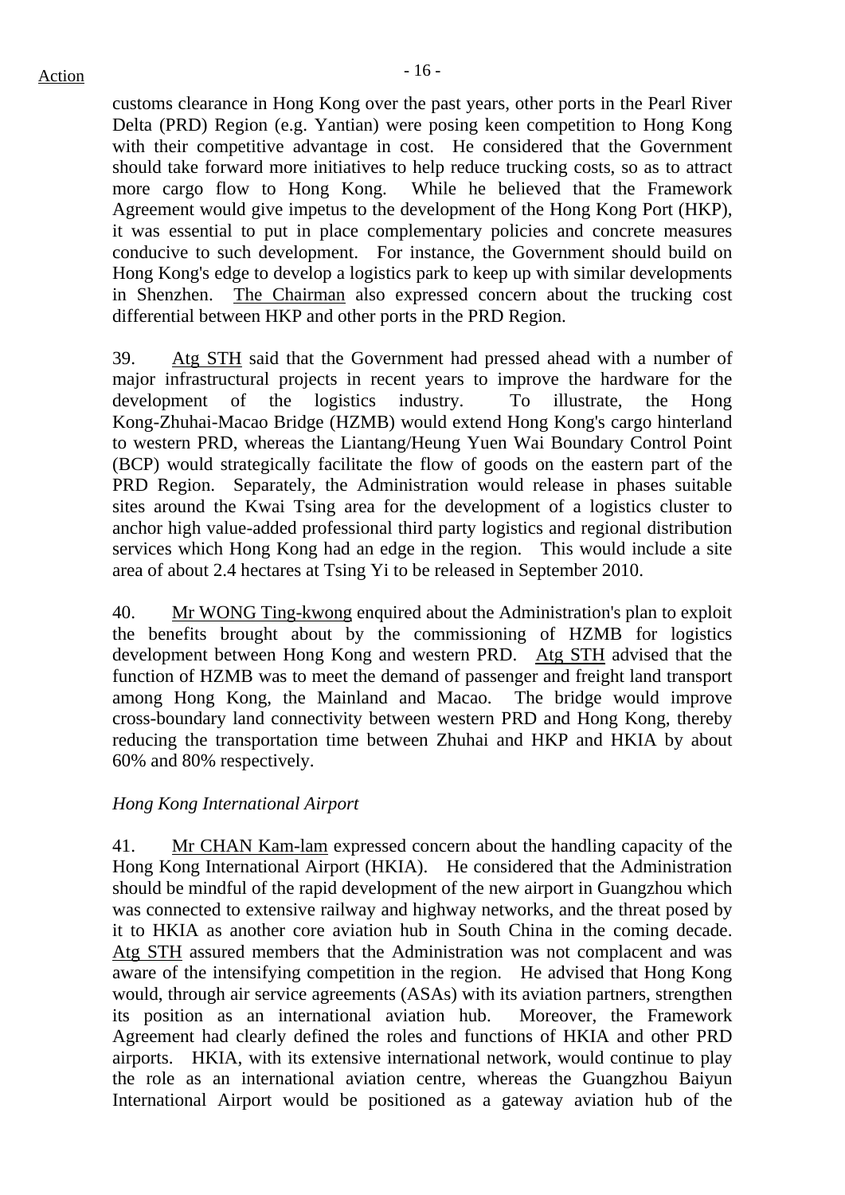customs clearance in Hong Kong over the past years, other ports in the Pearl River Delta (PRD) Region (e.g. Yantian) were posing keen competition to Hong Kong with their competitive advantage in cost. He considered that the Government should take forward more initiatives to help reduce trucking costs, so as to attract more cargo flow to Hong Kong. While he believed that the Framework Agreement would give impetus to the development of the Hong Kong Port (HKP), it was essential to put in place complementary policies and concrete measures conducive to such development. For instance, the Government should build on Hong Kong's edge to develop a logistics park to keep up with similar developments in Shenzhen. The Chairman also expressed concern about the trucking cost differential between HKP and other ports in the PRD Region.

39. Atg STH said that the Government had pressed ahead with a number of major infrastructural projects in recent years to improve the hardware for the development of the logistics industry. To illustrate, the Hong Kong-Zhuhai-Macao Bridge (HZMB) would extend Hong Kong's cargo hinterland to western PRD, whereas the Liantang/Heung Yuen Wai Boundary Control Point (BCP) would strategically facilitate the flow of goods on the eastern part of the PRD Region. Separately, the Administration would release in phases suitable sites around the Kwai Tsing area for the development of a logistics cluster to anchor high value-added professional third party logistics and regional distribution services which Hong Kong had an edge in the region. This would include a site area of about 2.4 hectares at Tsing Yi to be released in September 2010.

40. Mr WONG Ting-kwong enquired about the Administration's plan to exploit the benefits brought about by the commissioning of HZMB for logistics development between Hong Kong and western PRD. Atg STH advised that the function of HZMB was to meet the demand of passenger and freight land transport among Hong Kong, the Mainland and Macao. The bridge would improve cross-boundary land connectivity between western PRD and Hong Kong, thereby reducing the transportation time between Zhuhai and HKP and HKIA by about 60% and 80% respectively.

*Hong Kong International Airport*

41. Mr CHAN Kam-lam expressed concern about the handling capacity of the Hong Kong International Airport (HKIA). He considered that the Administration should be mindful of the rapid development of the new airport in Guangzhou which was connected to extensive railway and highway networks, and the threat posed by it to HKIA as another core aviation hub in South China in the coming decade. Atg STH assured members that the Administration was not complacent and was aware of the intensifying competition in the region. He advised that Hong Kong would, through air service agreements (ASAs) with its aviation partners, strengthen its position as an international aviation hub. Moreover, the Framework Agreement had clearly defined the roles and functions of HKIA and other PRD airports. HKIA, with its extensive international network, would continue to play the role as an international aviation centre, whereas the Guangzhou Baiyun International Airport would be positioned as a gateway aviation hub of the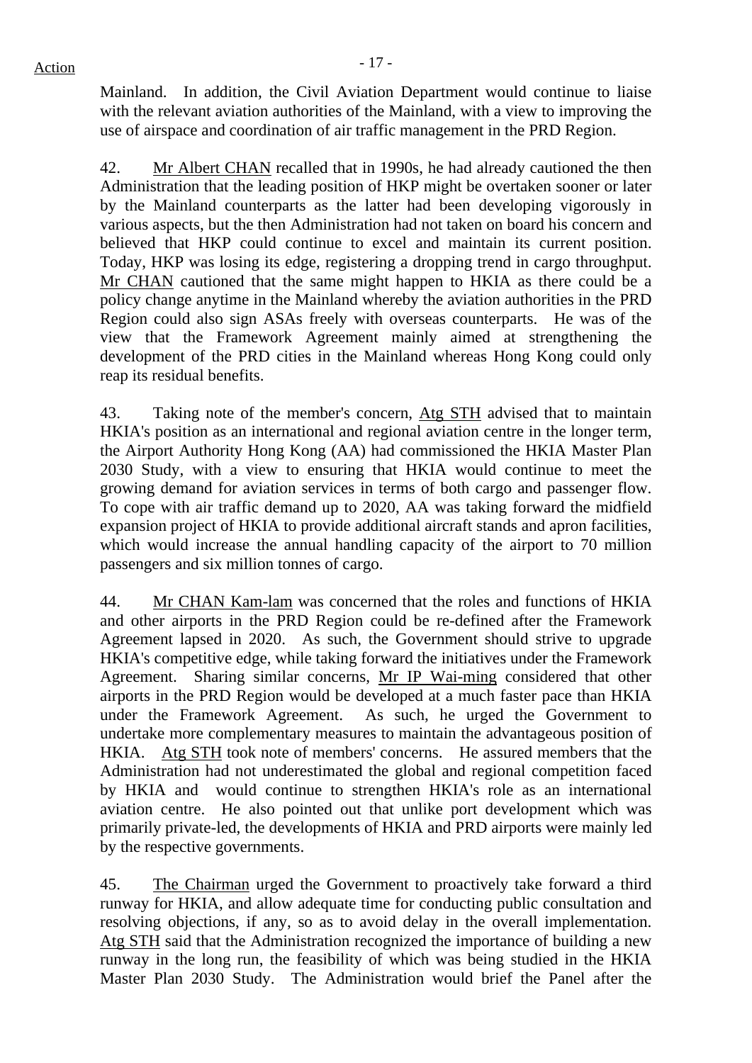Mainland. In addition, the Civil Aviation Department would continue to liaise with the relevant aviation authorities of the Mainland, with a view to improving the use of airspace and coordination of air traffic management in the PRD Region.

42. Mr Albert CHAN recalled that in 1990s, he had already cautioned the then Administration that the leading position of HKP might be overtaken sooner or later by the Mainland counterparts as the latter had been developing vigorously in various aspects, but the then Administration had not taken on board his concern and believed that HKP could continue to excel and maintain its current position. Today, HKP was losing its edge, registering a dropping trend in cargo throughput. Mr CHAN cautioned that the same might happen to HKIA as there could be a policy change anytime in the Mainland whereby the aviation authorities in the PRD Region could also sign ASAs freely with overseas counterparts. He was of the view that the Framework Agreement mainly aimed at strengthening the development of the PRD cities in the Mainland whereas Hong Kong could only reap its residual benefits.

43. Taking note of the member's concern, Atg STH advised that to maintain HKIA's position as an international and regional aviation centre in the longer term, the Airport Authority Hong Kong (AA) had commissioned the HKIA Master Plan 2030 Study, with a view to ensuring that HKIA would continue to meet the growing demand for aviation services in terms of both cargo and passenger flow. To cope with air traffic demand up to 2020, AA was taking forward the midfield expansion project of HKIA to provide additional aircraft stands and apron facilities, which would increase the annual handling capacity of the airport to 70 million passengers and six million tonnes of cargo.

44. Mr CHAN Kam-lam was concerned that the roles and functions of HKIA and other airports in the PRD Region could be re-defined after the Framework Agreement lapsed in 2020. As such, the Government should strive to upgrade HKIA's competitive edge, while taking forward the initiatives under the Framework Agreement. Sharing similar concerns, Mr IP Wai-ming considered that other airports in the PRD Region would be developed at a much faster pace than HKIA under the Framework Agreement. As such, he urged the Government to undertake more complementary measures to maintain the advantageous position of HKIA. Atg STH took note of members' concerns. He assured members that the Administration had not underestimated the global and regional competition faced by HKIA and would continue to strengthen HKIA's role as an international aviation centre. He also pointed out that unlike port development which was primarily private-led, the developments of HKIA and PRD airports were mainly led by the respective governments.

45. The Chairman urged the Government to proactively take forward a third runway for HKIA, and allow adequate time for conducting public consultation and resolving objections, if any, so as to avoid delay in the overall implementation. Atg STH said that the Administration recognized the importance of building a new runway in the long run, the feasibility of which was being studied in the HKIA Master Plan 2030 Study. The Administration would brief the Panel after the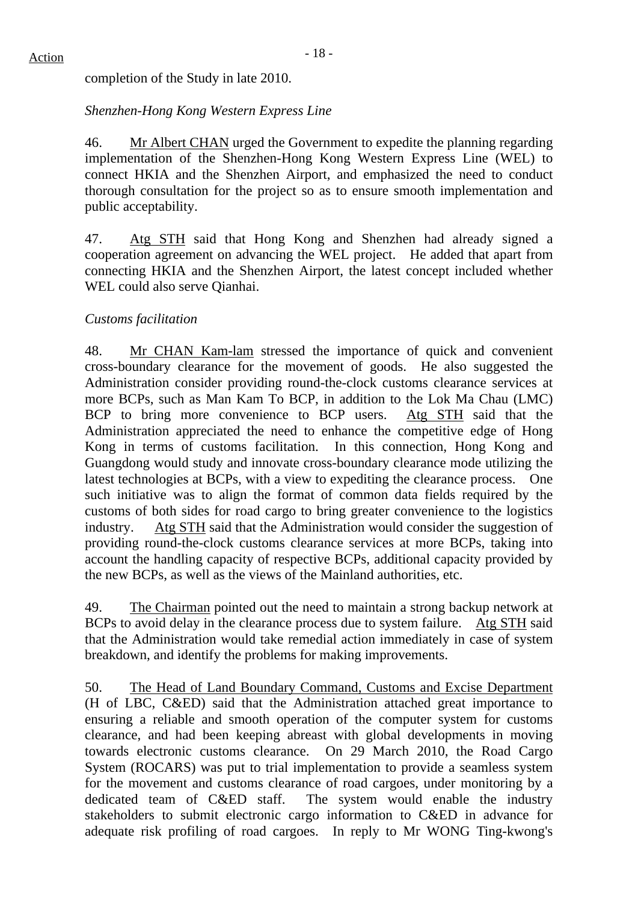completion of the Study in late 2010.

*Shenzhen-Hong Kong Western Express Line*

46. Mr Albert CHAN urged the Government to expedite the planning regarding implementation of the Shenzhen-Hong Kong Western Express Line (WEL) to connect HKIA and the Shenzhen Airport, and emphasized the need to conduct thorough consultation for the project so as to ensure smooth implementation and public acceptability.

47. Atg STH said that Hong Kong and Shenzhen had already signed a cooperation agreement on advancing the WEL project. He added that apart from connecting HKIA and the Shenzhen Airport, the latest concept included whether WEL could also serve Qianhai.

*Customs facilitation*

48. Mr CHAN Kam-lam stressed the importance of quick and convenient cross-boundary clearance for the movement of goods. He also suggested the Administration consider providing round-the-clock customs clearance services at more BCPs, such as Man Kam To BCP, in addition to the Lok Ma Chau (LMC) BCP to bring more convenience to BCP users. Atg STH said that the Administration appreciated the need to enhance the competitive edge of Hong Kong in terms of customs facilitation. In this connection, Hong Kong and Guangdong would study and innovate cross-boundary clearance mode utilizing the latest technologies at BCPs, with a view to expediting the clearance process. One such initiative was to align the format of common data fields required by the customs of both sides for road cargo to bring greater convenience to the logistics industry. Atg STH said that the Administration would consider the suggestion of providing round-the-clock customs clearance services at more BCPs, taking into account the handling capacity of respective BCPs, additional capacity provided by the new BCPs, as well as the views of the Mainland authorities, etc.

49. The Chairman pointed out the need to maintain a strong backup network at BCPs to avoid delay in the clearance process due to system failure. Atg STH said that the Administration would take remedial action immediately in case of system breakdown, and identify the problems for making improvements.

50. The Head of Land Boundary Command, Customs and Excise Department (H of LBC, C&ED) said that the Administration attached great importance to ensuring a reliable and smooth operation of the computer system for customs clearance, and had been keeping abreast with global developments in moving towards electronic customs clearance. On 29 March 2010, the Road Cargo System (ROCARS) was put to trial implementation to provide a seamless system for the movement and customs clearance of road cargoes, under monitoring by a dedicated team of C&ED staff. The system would enable the industry stakeholders to submit electronic cargo information to C&ED in advance for adequate risk profiling of road cargoes. In reply to Mr WONG Ting-kwong's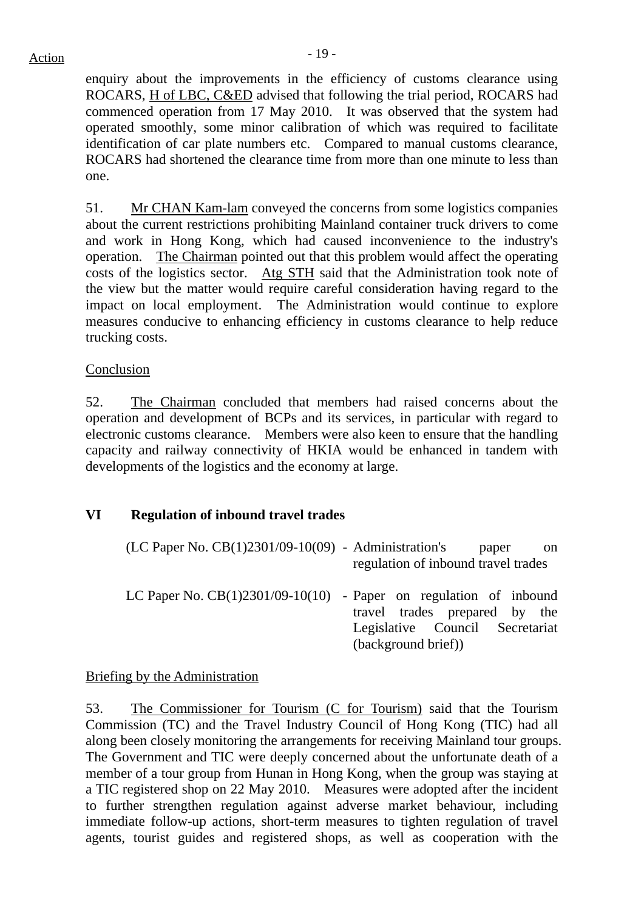enquiry about the improvements in the efficiency of customs clearance using ROCARS, H of LBC, C&ED advised that following the trial period, ROCARS had commenced operation from 17 May 2010. It was observed that the system had operated smoothly, some minor calibration of which was required to facilitate identification of car plate numbers etc. Compared to manual customs clearance, ROCARS had shortened the clearance time from more than one minute to less than one.

51. Mr CHAN Kam-lam conveyed the concerns from some logistics companies about the current restrictions prohibiting Mainland container truck drivers to come and work in Hong Kong, which had caused inconvenience to the industry's operation. The Chairman pointed out that this problem would affect the operating costs of the logistics sector. Atg STH said that the Administration took note of the view but the matter would require careful consideration having regard to the impact on local employment. The Administration would continue to explore measures conducive to enhancing efficiency in customs clearance to help reduce trucking costs.

Conclusion

52. The Chairman concluded that members had raised concerns about the operation and development of BCPs and its services, in particular with regard to electronic customs clearance. Members were also keen to ensure that the handling capacity and railway connectivity of HKIA would be enhanced in tandem with developments of the logistics and the economy at large.

## VI Regulation of inbound travel trades

(LC Paper No. CB(1)2301/09-10(09) - Administration's paper on regulation of inbound travel trades

LC Paper No. CB(1)2301/09-10(10) - Paper on regulation of inbound travel trades prepared by the Legislative Council Secretariat (background brief))

Briefing by the Administration

53. The Commissioner for Tourism (C for Tourism) said that the Tourism Commission (TC) and the Travel Industry Council of Hong Kong (TIC) had all along been closely monitoring the arrangements for receiving Mainland tour groups. The Government and TIC were deeply concerned about the unfortunate death of a member of a tour group from Hunan in Hong Kong, when the group was staying at a TIC registered shop on 22 May 2010. Measures were adopted after the incident to further strengthen regulation against adverse market behaviour, including immediate follow-up actions, short-term measures to tighten regulation of travel agents, tourist guides and registered shops, as well as cooperation with the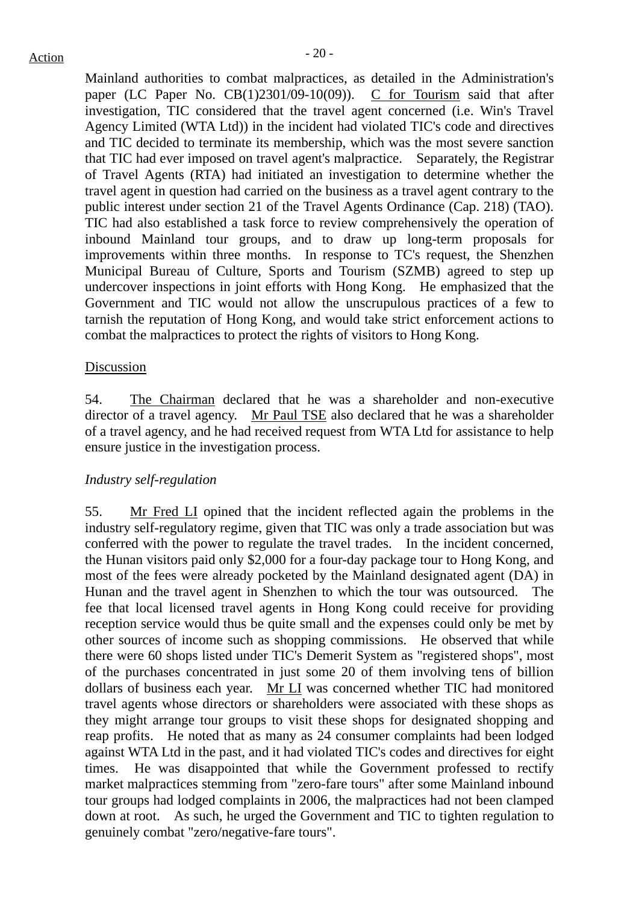Mainland authorities to combat malpractices, as detailed in the Administration's paper (LC Paper No. CB(1)2301/09-10(09)). C for Tourism said that after investigation, TIC considered that the travel agent concerned (i.e. Win's Travel Agency Limited (WTA Ltd)) in the incident had violated TIC's code and directives and TIC decided to terminate its membership, which was the most severe sanction that TIC had ever imposed on travel agent's malpractice. Separately, the Registrar of Travel Agents (RTA) had initiated an investigation to determine whether the travel agent in question had carried on the business as a travel agent contrary to the public interest under section 21 of the Travel Agents Ordinance (Cap. 218) (TAO). TIC had also established a task force to review comprehensively the operation of inbound Mainland tour groups, and to draw up long-term proposals for improvements within three months. In response to TC's request, the Shenzhen Municipal Bureau of Culture, Sports and Tourism (SZMB) agreed to step up undercover inspections in joint efforts with Hong Kong. He emphasized that the Government and TIC would not allow the unscrupulous practices of a few to tarnish the reputation of Hong Kong, and would take strict enforcement actions to combat the malpractices to protect the rights of visitors to Hong Kong.

Discussion

54. The Chairman declared that he was a shareholder and non-executive director of a travel agency. Mr Paul TSE also declared that he was a shareholder of a travel agency, and he had received request from WTA Ltd for assistance to help ensure justice in the investigation process.

*Industry self-regulation*

55. Mr Fred LI opined that the incident reflected again the problems in the industry self-regulatory regime, given that TIC was only a trade association but was conferred with the power to regulate the travel trades. In the incident concerned, the Hunan visitors paid only $2,000 for a four-day package tour to Hong Kong, and most of the fees were already pocketed by the Mainland designated agent (DA) in Hunan and the travel agent in Shenzhen to which the tour was outsourced. The fee that local licensed travel agents in Hong Kong could receive for providing reception service would thus be quite small and the expenses could only be met by other sources of income such as shopping commissions. He observed that while there were 60 shops listed under TIC's Demerit System as "registered shops", most of the purchases concentrated in just some 20 of them involving tens of billion dollars of business each year. Mr LI was concerned whether TIC had monitored travel agents whose directors or shareholders were associated with these shops as they might arrange tour groups to visit these shops for designated shopping and reap profits. He noted that as many as 24 consumer complaints had been lodged against WTA Ltd in the past, and it had violated TIC's codes and directives for eight times. He was disappointed that while the Government professed to rectify market malpractices stemming from "zero-fare tours" after some Mainland inbound tour groups had lodged complaints in 2006, the malpractices had not been clamped down at root. As such, he urged the Government and TIC to tighten regulation to genuinely combat "zero/negative-fare tours".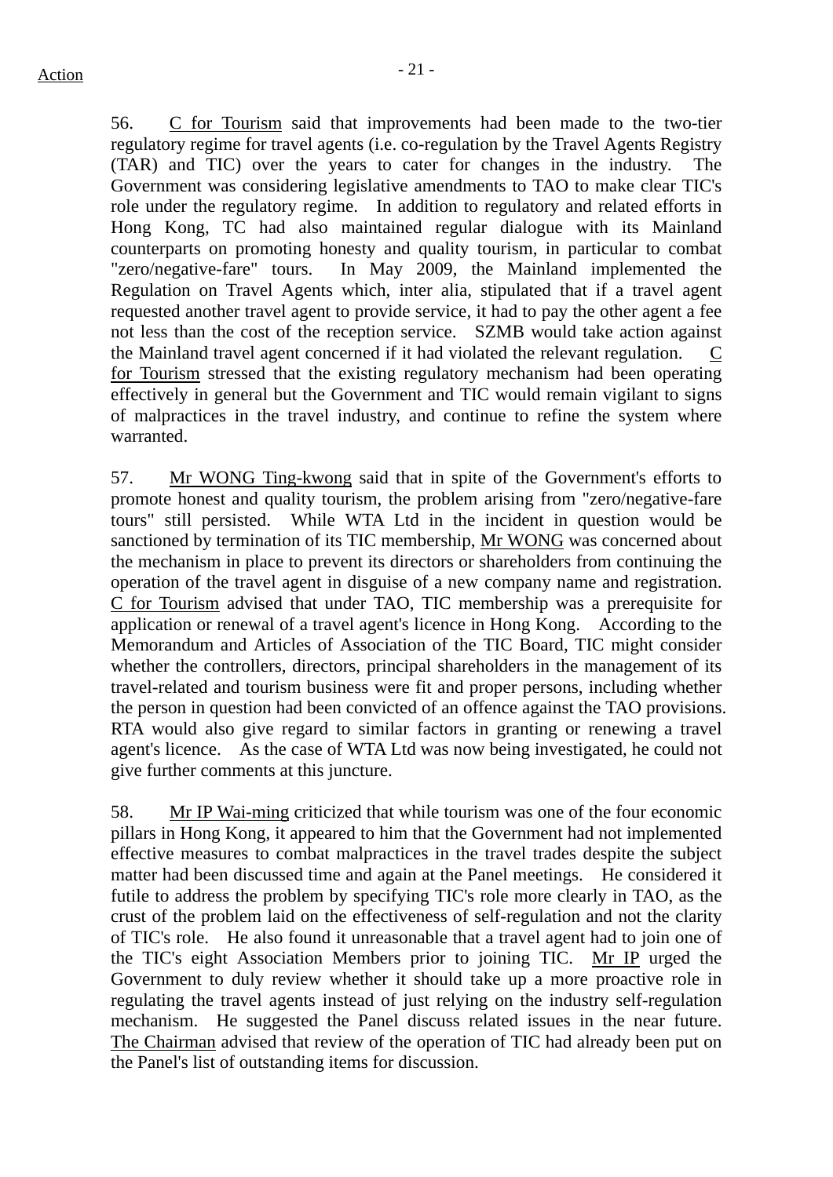56. C for Tourism said that improvements had been made to the two-tier regulatory regime for travel agents (i.e. co-regulation by the Travel Agents Registry (TAR) and TIC) over the years to cater for changes in the industry. The Government was considering legislative amendments to TAO to make clear TIC's role under the regulatory regime. In addition to regulatory and related efforts in Hong Kong, TC had also maintained regular dialogue with its Mainland counterparts on promoting honesty and quality tourism, in particular to combat "zero/negative-fare" tours. In May 2009, the Mainland implemented the Regulation on Travel Agents which, inter alia, stipulated that if a travel agent requested another travel agent to provide service, it had to pay the other agent a fee not less than the cost of the reception service. SZMB would take action against the Mainland travel agent concerned if it had violated the relevant regulation. C for Tourism stressed that the existing regulatory mechanism had been operating effectively in general but the Government and TIC would remain vigilant to signs of malpractices in the travel industry, and continue to refine the system where warranted.

57. Mr WONG Ting-kwong said that in spite of the Government's efforts to promote honest and quality tourism, the problem arising from "zero/negative-fare tours" still persisted. While WTA Ltd in the incident in question would be sanctioned by termination of its TIC membership, Mr WONG was concerned about the mechanism in place to prevent its directors or shareholders from continuing the operation of the travel agent in disguise of a new company name and registration. C for Tourism advised that under TAO, TIC membership was a prerequisite for application or renewal of a travel agent's licence in Hong Kong. According to the Memorandum and Articles of Association of the TIC Board, TIC might consider whether the controllers, directors, principal shareholders in the management of its travel-related and tourism business were fit and proper persons, including whether the person in question had been convicted of an offence against the TAO provisions. RTA would also give regard to similar factors in granting or renewing a travel agent's licence. As the case of WTA Ltd was now being investigated, he could not give further comments at this juncture.

58. Mr IP Wai-ming criticized that while tourism was one of the four economic pillars in Hong Kong, it appeared to him that the Government had not implemented effective measures to combat malpractices in the travel trades despite the subject matter had been discussed time and again at the Panel meetings. He considered it futile to address the problem by specifying TIC's role more clearly in TAO, as the crust of the problem laid on the effectiveness of self-regulation and not the clarity of TIC's role. He also found it unreasonable that a travel agent had to join one of the TIC's eight Association Members prior to joining TIC. Mr IP urged the Government to duly review whether it should take up a more proactive role in regulating the travel agents instead of just relying on the industry self-regulation mechanism. He suggested the Panel discuss related issues in the near future. The Chairman advised that review of the operation of TIC had already been put on the Panel's list of outstanding items for discussion.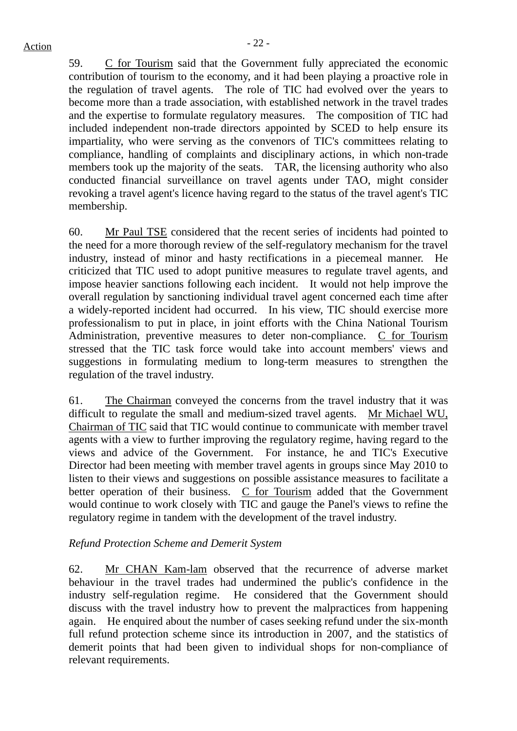59. <u>C for Tourism</u> said that the Government fully appreciated the economic contribution of tourism to the economy, and it had been playing a proactive role in the regulation of travel agents. The role of TIC had evolved over the years to become more than a trade association, with established network in the travel trades and the expertise to formulate regulatory measures. The composition of TIC had included independent non-trade directors appointed by SCED to help ensure its impartiality, who were serving as the convenors of TIC's committees relating to compliance, handling of complaints and disciplinary actions, in which non-trade members took up the majority of the seats. TAR, the licensing authority who also conducted financial surveillance on travel agents under TAO, might consider revoking a travel agent's licence having regard to the status of the travel agent's TIC membership.

60. <u>Mr Paul TSE</u> considered that the recent series of incidents had pointed to the need for a more thorough review of the self-regulatory mechanism for the travel industry, instead of minor and hasty rectifications in a piecemeal manner. He criticized that TIC used to adopt punitive measures to regulate travel agents, and impose heavier sanctions following each incident. It would not help improve the overall regulation by sanctioning individual travel agent concerned each time after a widely-reported incident had occurred. In his view, TIC should exercise more professionalism to put in place, in joint efforts with the China National Tourism Administration, preventive measures to deter non-compliance. <u>C for Tourism</u> stressed that the TIC task force would take into account members' views and suggestions in formulating medium to long-term measures to strengthen the regulation of the travel industry.

61. <u>The Chairman</u> conveyed the concerns from the travel industry that it was difficult to regulate the small and medium-sized travel agents. <u>Mr Michael WU, Chairman of TIC</u> said that TIC would continue to communicate with member travel agents with a view to further improving the regulatory regime, having regard to the views and advice of the Government. For instance, he and TIC's Executive Director had been meeting with member travel agents in groups since May 2010 to listen to their views and suggestions on possible assistance measures to facilitate a better operation of their business. <u>C for Tourism</u> added that the Government would continue to work closely with TIC and gauge the Panel's views to refine the regulatory regime in tandem with the development of the travel industry.

*Refund Protection Scheme and Demerit System*

62. <u>Mr CHAN Kam-lam</u> observed that the recurrence of adverse market behaviour in the travel trades had undermined the public's confidence in the industry self-regulation regime. He considered that the Government should discuss with the travel industry how to prevent the malpractices from happening again. He enquired about the number of cases seeking refund under the six-month full refund protection scheme since its introduction in 2007, and the statistics of demerit points that had been given to individual shops for non-compliance of relevant requirements.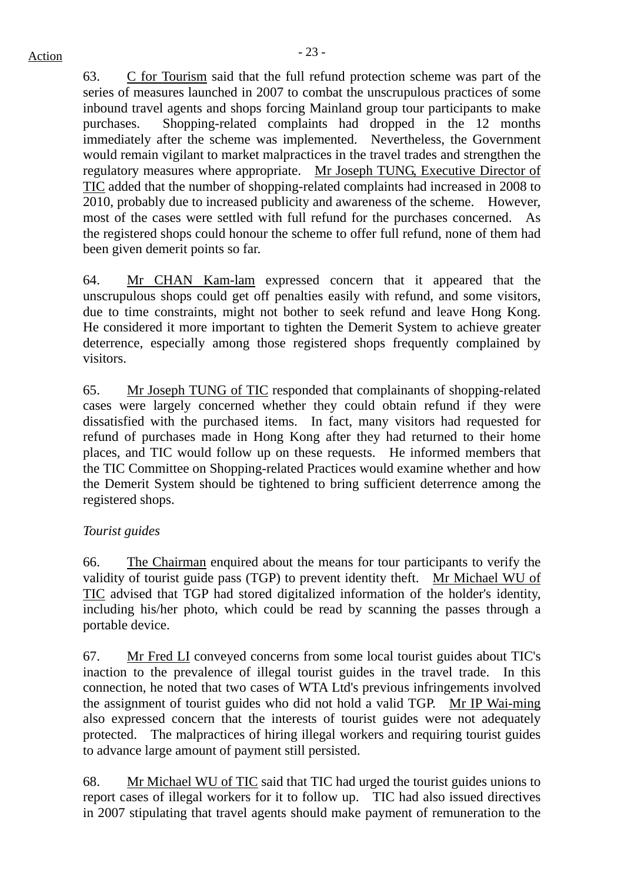63. C for Tourism said that the full refund protection scheme was part of the series of measures launched in 2007 to combat the unscrupulous practices of some inbound travel agents and shops forcing Mainland group tour participants to make purchases. Shopping-related complaints had dropped in the 12 months immediately after the scheme was implemented. Nevertheless, the Government would remain vigilant to market malpractices in the travel trades and strengthen the regulatory measures where appropriate. Mr Joseph TUNG, Executive Director of TIC added that the number of shopping-related complaints had increased in 2008 to 2010, probably due to increased publicity and awareness of the scheme. However, most of the cases were settled with full refund for the purchases concerned. As the registered shops could honour the scheme to offer full refund, none of them had been given demerit points so far.

64. Mr CHAN Kam-lam expressed concern that it appeared that the unscrupulous shops could get off penalties easily with refund, and some visitors, due to time constraints, might not bother to seek refund and leave Hong Kong. He considered it more important to tighten the Demerit System to achieve greater deterrence, especially among those registered shops frequently complained by visitors.

65. Mr Joseph TUNG of TIC responded that complainants of shopping-related cases were largely concerned whether they could obtain refund if they were dissatisfied with the purchased items. In fact, many visitors had requested for refund of purchases made in Hong Kong after they had returned to their home places, and TIC would follow up on these requests. He informed members that the TIC Committee on Shopping-related Practices would examine whether and how the Demerit System should be tightened to bring sufficient deterrence among the registered shops.

*Tourist guides*

66. The Chairman enquired about the means for tour participants to verify the validity of tourist guide pass (TGP) to prevent identity theft. Mr Michael WU of TIC advised that TGP had stored digitalized information of the holder's identity, including his/her photo, which could be read by scanning the passes through a portable device.

67. Mr Fred LI conveyed concerns from some local tourist guides about TIC's inaction to the prevalence of illegal tourist guides in the travel trade. In this connection, he noted that two cases of WTA Ltd's previous infringements involved the assignment of tourist guides who did not hold a valid TGP. Mr IP Wai-ming also expressed concern that the interests of tourist guides were not adequately protected. The malpractices of hiring illegal workers and requiring tourist guides to advance large amount of payment still persisted.

68. Mr Michael WU of TIC said that TIC had urged the tourist guides unions to report cases of illegal workers for it to follow up. TIC had also issued directives in 2007 stipulating that travel agents should make payment of remuneration to the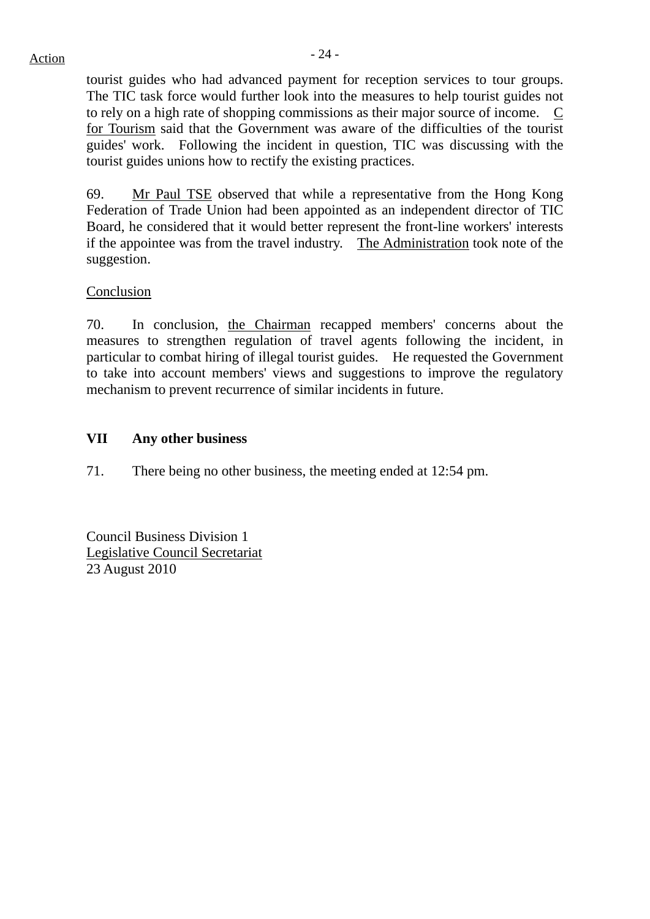tourist guides who had advanced payment for reception services to tour groups. The TIC task force would further look into the measures to help tourist guides not to rely on a high rate of shopping commissions as their major source of income. C for Tourism said that the Government was aware of the difficulties of the tourist guides' work. Following the incident in question, TIC was discussing with the tourist guides unions how to rectify the existing practices.

69. Mr Paul TSE observed that while a representative from the Hong Kong Federation of Trade Union had been appointed as an independent director of TIC Board, he considered that it would better represent the front-line workers' interests if the appointee was from the travel industry. The Administration took note of the suggestion.

Conclusion

70. In conclusion, the Chairman recapped members' concerns about the measures to strengthen regulation of travel agents following the incident, in particular to combat hiring of illegal tourist guides. He requested the Government to take into account members' views and suggestions to improve the regulatory mechanism to prevent recurrence of similar incidents in future.

## VII Any other business

71. There being no other business, the meeting ended at 12:54 pm.

Council Business Division 1
Legislative Council Secretariat
23 August 2010